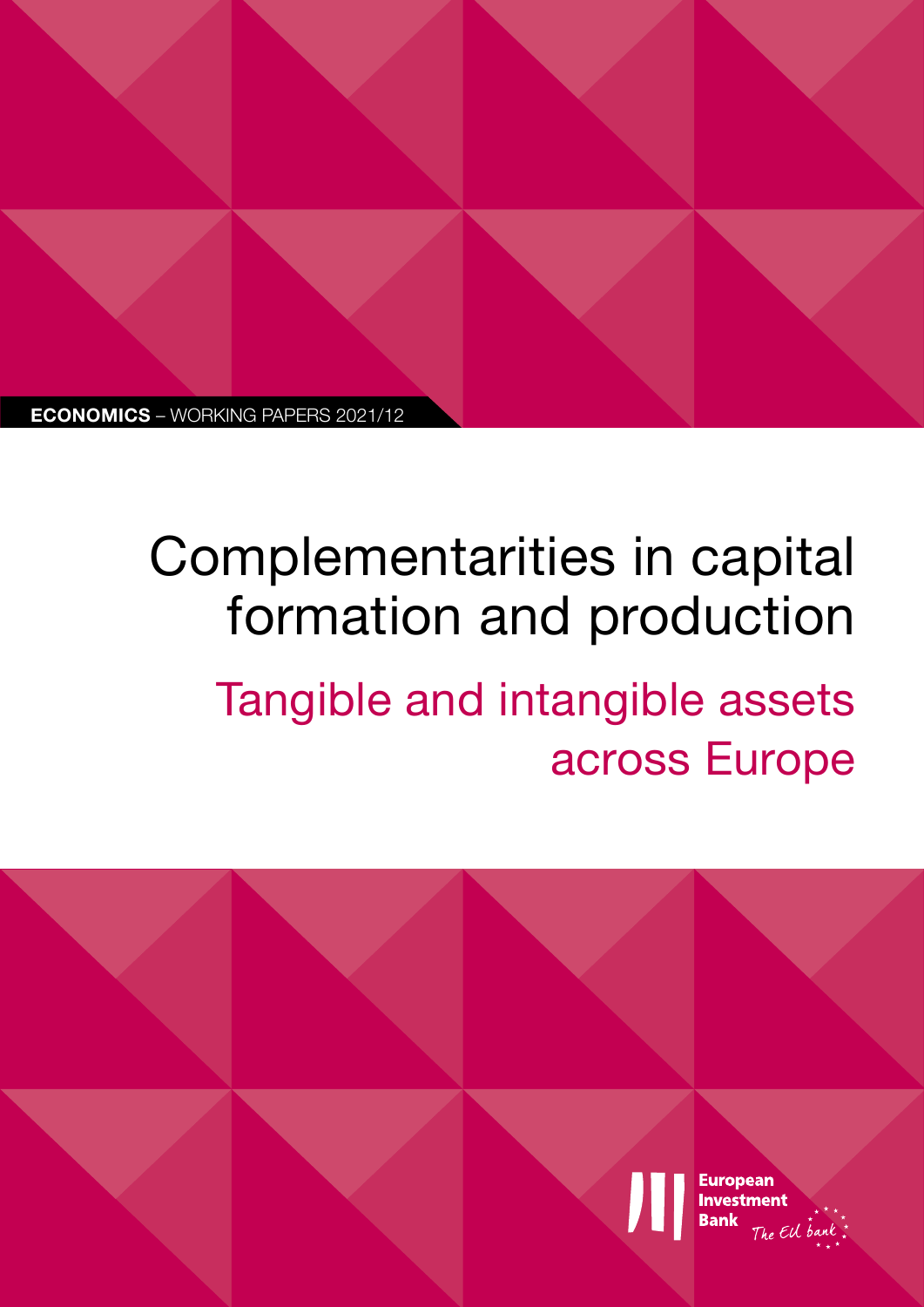**ECONOMICS** – WORKING PAPERS 2021/12

# Complementarities in capital formation and production

## Tangible and intangible assets across Europe

European Investment Bank
The EU bank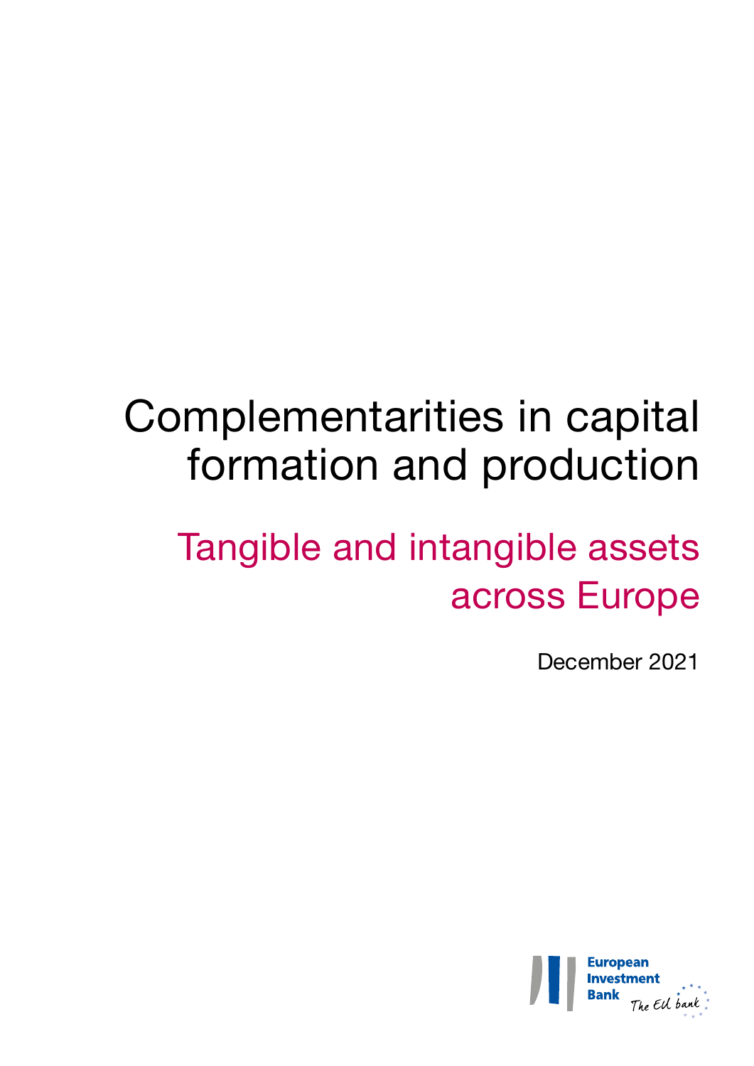# Complementarities in capital formation and production

## Tangible and intangible assets across Europe

December 2021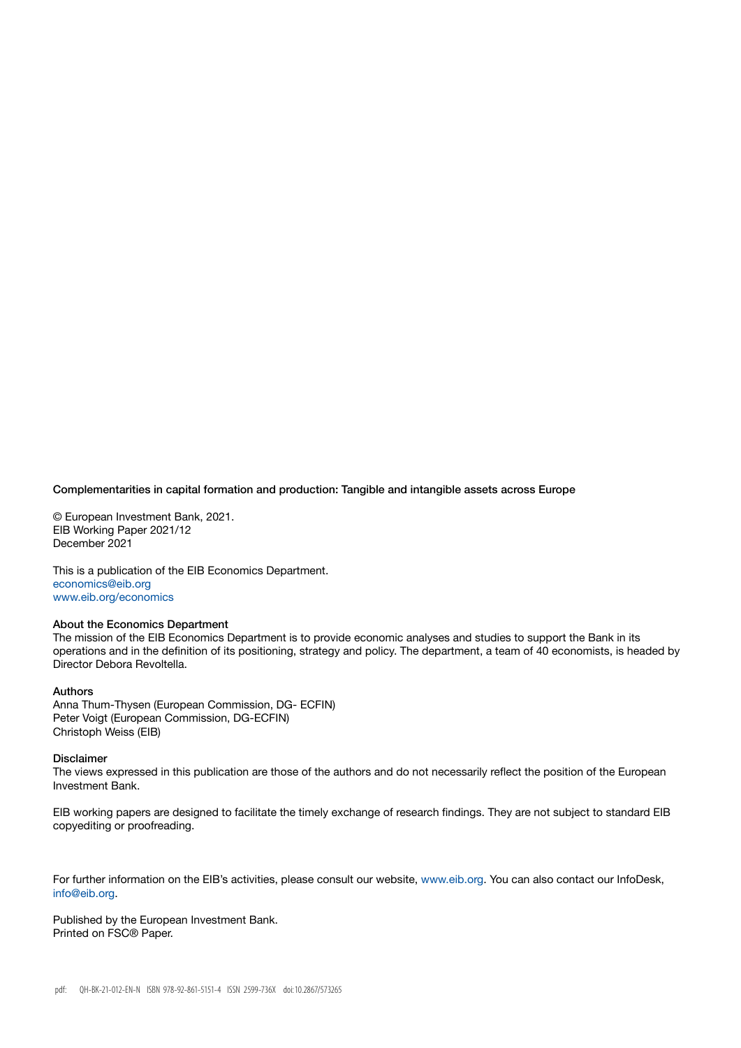**Complementarities in capital formation and production: Tangible and intangible assets across Europe**

© European Investment Bank, 2021.
EIB Working Paper 2021/12
December 2021

This is a publication of the EIB Economics Department.
economics@eib.org
www.eib.org/economics

**About the Economics Department**
The mission of the EIB Economics Department is to provide economic analyses and studies to support the Bank in its operations and in the definition of its positioning, strategy and policy. The department, a team of 40 economists, is headed by Director Debora Revoltella.

**Authors**
Anna Thum-Thysen (European Commission, DG- ECFIN)
Peter Voigt (European Commission, DG-ECFIN)
Christoph Weiss (EIB)

**Disclaimer**
The views expressed in this publication are those of the authors and do not necessarily reflect the position of the European Investment Bank.

EIB working papers are designed to facilitate the timely exchange of research findings. They are not subject to standard EIB copyediting or proofreading.

For further information on the EIB's activities, please consult our website, www.eib.org. You can also contact our InfoDesk, info@eib.org.

Published by the European Investment Bank.
Printed on FSC® Paper.

pdf: QH-BK-21-012-EN-N ISBN 978-92-861-5151-4 ISSN 2599-736X doi:10.2867/573265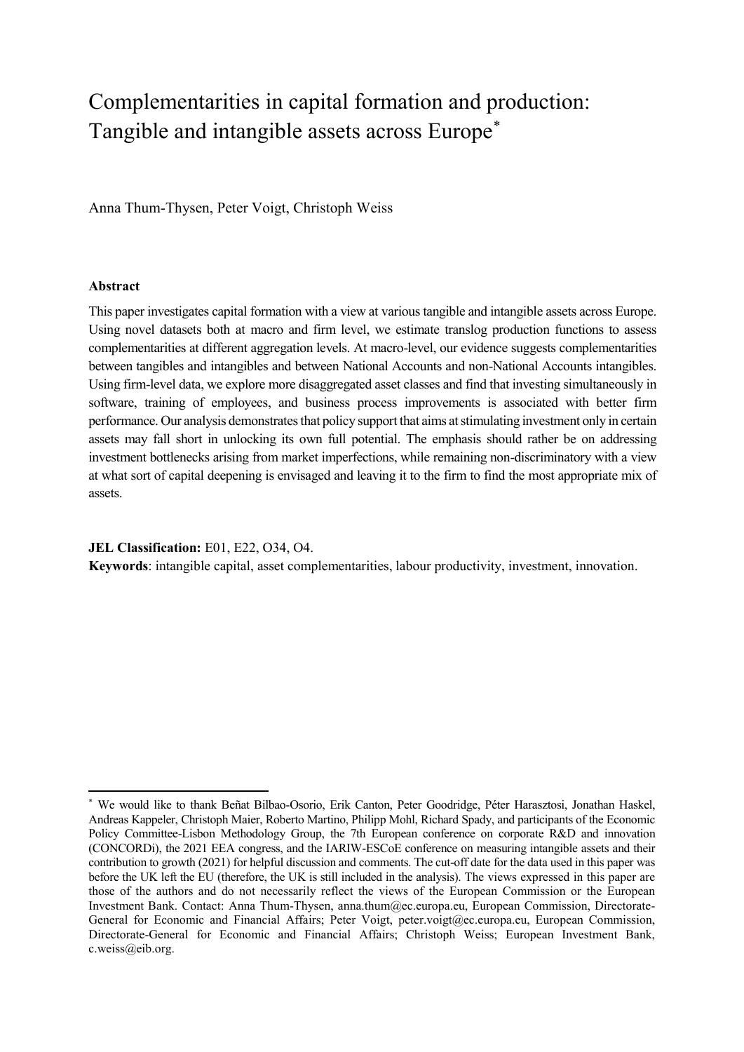# Complementarities in capital formation and production: Tangible and intangible assets across Europe*

Anna Thum-Thysen, Peter Voigt, Christoph Weiss

**Abstract**

This paper investigates capital formation with a view at various tangible and intangible assets across Europe. Using novel datasets both at macro and firm level, we estimate translog production functions to assess complementarities at different aggregation levels. At macro-level, our evidence suggests complementarities between tangibles and intangibles and between National Accounts and non-National Accounts intangibles. Using firm-level data, we explore more disaggregated asset classes and find that investing simultaneously in software, training of employees, and business process improvements is associated with better firm performance. Our analysis demonstrates that policy support that aims at stimulating investment only in certain assets may fall short in unlocking its own full potential. The emphasis should rather be on addressing investment bottlenecks arising from market imperfections, while remaining non-discriminatory with a view at what sort of capital deepening is envisaged and leaving it to the firm to find the most appropriate mix of assets.

**JEL Classification:** E01, E22, O34, O4.

**Keywords**: intangible capital, asset complementarities, labour productivity, investment, innovation.

---

* We would like to thank Beñat Bilbao-Osorio, Erik Canton, Peter Goodridge, Péter Harasztosi, Jonathan Haskel, Andreas Kappeler, Christoph Maier, Roberto Martino, Philipp Mohl, Richard Spady, and participants of the Economic Policy Committee-Lisbon Methodology Group, the 7th European conference on corporate R&D and innovation (CONCORDi), the 2021 EEA congress, and the IARIW-ESCoE conference on measuring intangible assets and their contribution to growth (2021) for helpful discussion and comments. The cut-off date for the data used in this paper was before the UK left the EU (therefore, the UK is still included in the analysis). The views expressed in this paper are those of the authors and do not necessarily reflect the views of the European Commission or the European Investment Bank. Contact: Anna Thum-Thysen, anna.thum@ec.europa.eu, European Commission, Directorate-General for Economic and Financial Affairs; Peter Voigt, peter.voigt@ec.europa.eu, European Commission, Directorate-General for Economic and Financial Affairs; Christoph Weiss; European Investment Bank, c.weiss@eib.org.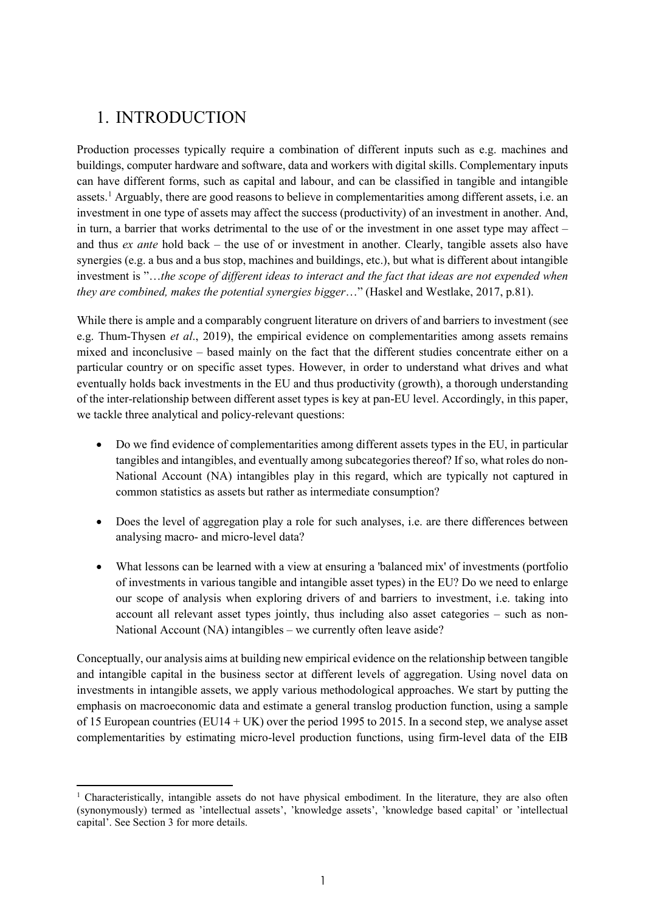# 1. INTRODUCTION

Production processes typically require a combination of different inputs such as e.g. machines and buildings, computer hardware and software, data and workers with digital skills. Complementary inputs can have different forms, such as capital and labour, and can be classified in tangible and intangible assets.[1] Arguably, there are good reasons to believe in complementarities among different assets, i.e. an investment in one type of assets may affect the success (productivity) of an investment in another. And, in turn, a barrier that works detrimental to the use of or the investment in one asset type may affect – and thus *ex ante* hold back – the use of or investment in another. Clearly, tangible assets also have synergies (e.g. a bus and a bus stop, machines and buildings, etc.), but what is different about intangible investment is "…*the scope of different ideas to interact and the fact that ideas are not expended when they are combined, makes the potential synergies bigger*…" (Haskel and Westlake, 2017, p.81).

While there is ample and a comparably congruent literature on drivers of and barriers to investment (see e.g. Thum-Thysen *et al*., 2019), the empirical evidence on complementarities among assets remains mixed and inconclusive – based mainly on the fact that the different studies concentrate either on a particular country or on specific asset types. However, in order to understand what drives and what eventually holds back investments in the EU and thus productivity (growth), a thorough understanding of the inter-relationship between different asset types is key at pan-EU level. Accordingly, in this paper, we tackle three analytical and policy-relevant questions:

- Do we find evidence of complementarities among different assets types in the EU, in particular tangibles and intangibles, and eventually among subcategories thereof? If so, what roles do non-National Account (NA) intangibles play in this regard, which are typically not captured in common statistics as assets but rather as intermediate consumption?

- Does the level of aggregation play a role for such analyses, i.e. are there differences between analysing macro- and micro-level data?

- What lessons can be learned with a view at ensuring a 'balanced mix' of investments (portfolio of investments in various tangible and intangible asset types) in the EU? Do we need to enlarge our scope of analysis when exploring drivers of and barriers to investment, i.e. taking into account all relevant asset types jointly, thus including also asset categories – such as non-National Account (NA) intangibles – we currently often leave aside?

Conceptually, our analysis aims at building new empirical evidence on the relationship between tangible and intangible capital in the business sector at different levels of aggregation. Using novel data on investments in intangible assets, we apply various methodological approaches. We start by putting the emphasis on macroeconomic data and estimate a general translog production function, using a sample of 15 European countries (EU14 + UK) over the period 1995 to 2015. In a second step, we analyse asset complementarities by estimating micro-level production functions, using firm-level data of the EIB

[1] Characteristically, intangible assets do not have physical embodiment. In the literature, they are also often (synonymously) termed as 'intellectual assets', 'knowledge assets', 'knowledge based capital' or 'intellectual capital'. See Section 3 for more details.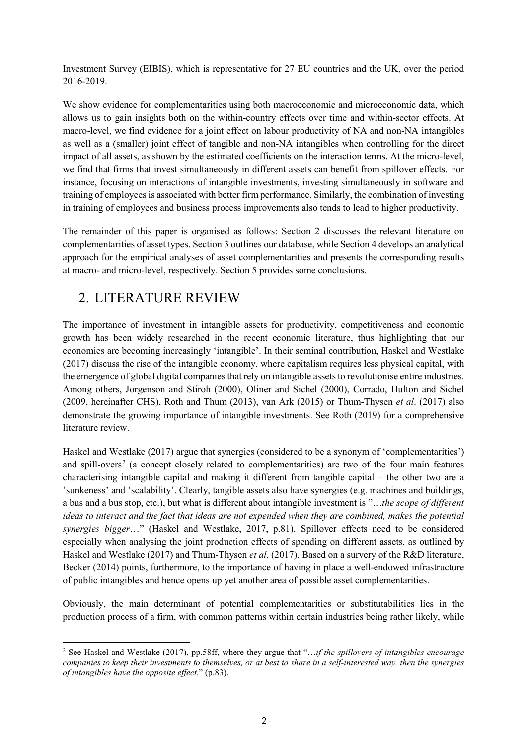Investment Survey (EIBIS), which is representative for 27 EU countries and the UK, over the period 2016-2019.

We show evidence for complementarities using both macroeconomic and microeconomic data, which allows us to gain insights both on the within-country effects over time and within-sector effects. At macro-level, we find evidence for a joint effect on labour productivity of NA and non-NA intangibles as well as a (smaller) joint effect of tangible and non-NA intangibles when controlling for the direct impact of all assets, as shown by the estimated coefficients on the interaction terms. At the micro-level, we find that firms that invest simultaneously in different assets can benefit from spillover effects. For instance, focusing on interactions of intangible investments, investing simultaneously in software and training of employees is associated with better firm performance. Similarly, the combination of investing in training of employees and business process improvements also tends to lead to higher productivity.

The remainder of this paper is organised as follows: Section 2 discusses the relevant literature on complementarities of asset types. Section 3 outlines our database, while Section 4 develops an analytical approach for the empirical analyses of asset complementarities and presents the corresponding results at macro- and micro-level, respectively. Section 5 provides some conclusions.

## 2. LITERATURE REVIEW

The importance of investment in intangible assets for productivity, competitiveness and economic growth has been widely researched in the recent economic literature, thus highlighting that our economies are becoming increasingly 'intangible'. In their seminal contribution, Haskel and Westlake (2017) discuss the rise of the intangible economy, where capitalism requires less physical capital, with the emergence of global digital companies that rely on intangible assets to revolutionise entire industries. Among others, Jorgenson and Stiroh (2000), Oliner and Sichel (2000), Corrado, Hulton and Sichel (2009, hereinafter CHS), Roth and Thum (2013), van Ark (2015) or Thum-Thysen *et al*. (2017) also demonstrate the growing importance of intangible investments. See Roth (2019) for a comprehensive literature review.

Haskel and Westlake (2017) argue that synergies (considered to be a synonym of 'complementarities') and spill-overs[2] (a concept closely related to complementarities) are two of the four main features characterising intangible capital and making it different from tangible capital – the other two are a 'sunkeness' and 'scalability'. Clearly, tangible assets also have synergies (e.g. machines and buildings, a bus and a bus stop, etc.), but what is different about intangible investment is "…*the scope of different ideas to interact and the fact that ideas are not expended when they are combined, makes the potential synergies bigger*…" (Haskel and Westlake, 2017, p.81). Spillover effects need to be considered especially when analysing the joint production effects of spending on different assets, as outlined by Haskel and Westlake (2017) and Thum-Thysen *et al*. (2017). Based on a survery of the R&D literature, Becker (2014) points, furthermore, to the importance of having in place a well-endowed infrastructure of public intangibles and hence opens up yet another area of possible asset complementarities.

Obviously, the main determinant of potential complementarities or substitutabilities lies in the production process of a firm, with common patterns within certain industries being rather likely, while

[2] See Haskel and Westlake (2017), pp.58ff, where they argue that "…*if the spillovers of intangibles encourage companies to keep their investments to themselves, or at best to share in a self-interested way, then the synergies of intangibles have the opposite effect.*" (p.83).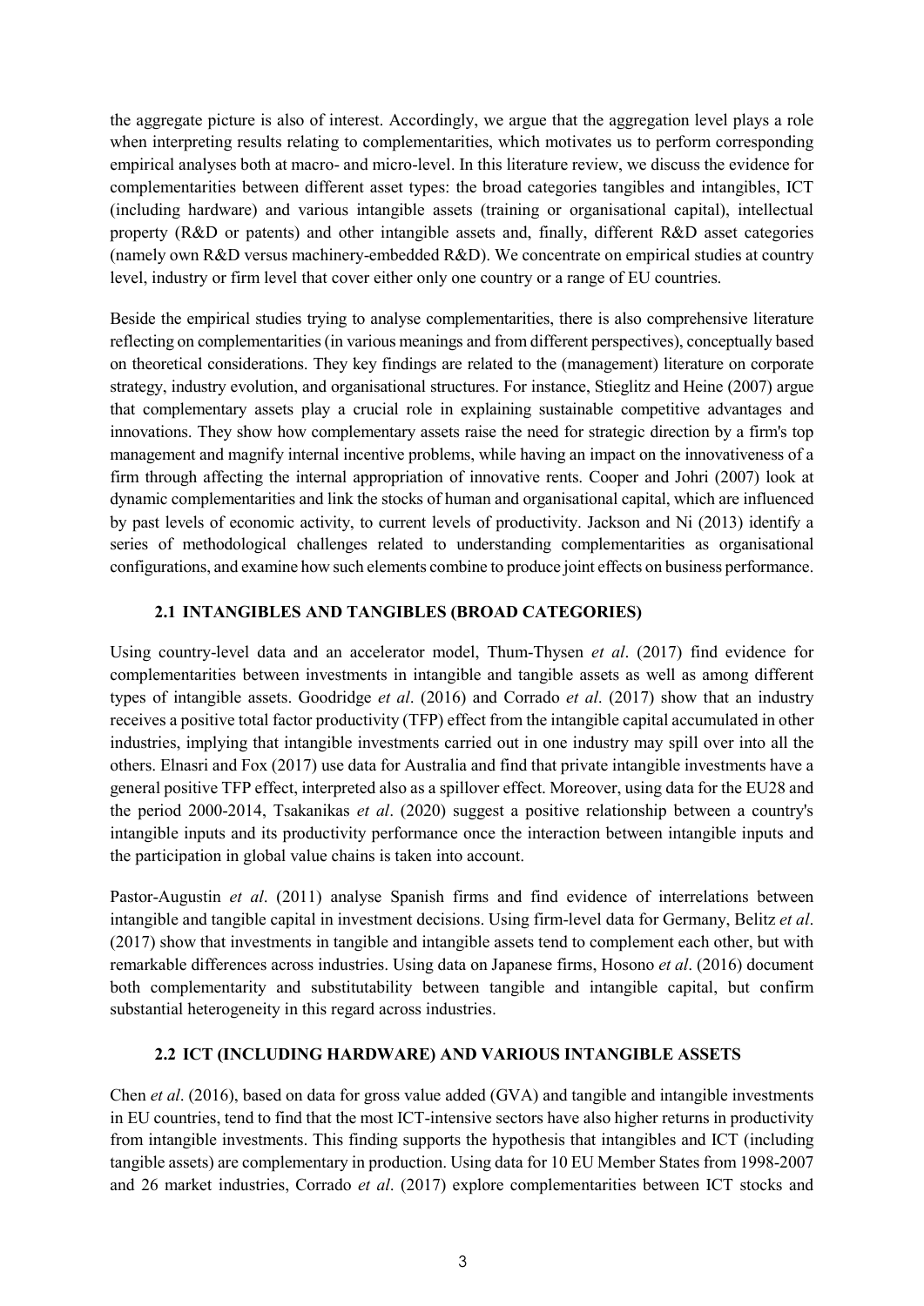the aggregate picture is also of interest. Accordingly, we argue that the aggregation level plays a role when interpreting results relating to complementarities, which motivates us to perform corresponding empirical analyses both at macro- and micro-level. In this literature review, we discuss the evidence for complementarities between different asset types: the broad categories tangibles and intangibles, ICT (including hardware) and various intangible assets (training or organisational capital), intellectual property (R&D or patents) and other intangible assets and, finally, different R&D asset categories (namely own R&D versus machinery-embedded R&D). We concentrate on empirical studies at country level, industry or firm level that cover either only one country or a range of EU countries.

Beside the empirical studies trying to analyse complementarities, there is also comprehensive literature reflecting on complementarities (in various meanings and from different perspectives), conceptually based on theoretical considerations. They key findings are related to the (management) literature on corporate strategy, industry evolution, and organisational structures. For instance, Stieglitz and Heine (2007) argue that complementary assets play a crucial role in explaining sustainable competitive advantages and innovations. They show how complementary assets raise the need for strategic direction by a firm's top management and magnify internal incentive problems, while having an impact on the innovativeness of a firm through affecting the internal appropriation of innovative rents. Cooper and Johri (2007) look at dynamic complementarities and link the stocks of human and organisational capital, which are influenced by past levels of economic activity, to current levels of productivity. Jackson and Ni (2013) identify a series of methodological challenges related to understanding complementarities as organisational configurations, and examine how such elements combine to produce joint effects on business performance.

### 2.1 INTANGIBLES AND TANGIBLES (BROAD CATEGORIES)

Using country-level data and an accelerator model, Thum-Thysen *et al*. (2017) find evidence for complementarities between investments in intangible and tangible assets as well as among different types of intangible assets. Goodridge *et al*. (2016) and Corrado *et al*. (2017) show that an industry receives a positive total factor productivity (TFP) effect from the intangible capital accumulated in other industries, implying that intangible investments carried out in one industry may spill over into all the others. Elnasri and Fox (2017) use data for Australia and find that private intangible investments have a general positive TFP effect, interpreted also as a spillover effect. Moreover, using data for the EU28 and the period 2000-2014, Tsakanikas *et al*. (2020) suggest a positive relationship between a country's intangible inputs and its productivity performance once the interaction between intangible inputs and the participation in global value chains is taken into account.

Pastor-Augustin *et al*. (2011) analyse Spanish firms and find evidence of interrelations between intangible and tangible capital in investment decisions. Using firm-level data for Germany, Belitz *et al*. (2017) show that investments in tangible and intangible assets tend to complement each other, but with remarkable differences across industries. Using data on Japanese firms, Hosono *et al*. (2016) document both complementarity and substitutability between tangible and intangible capital, but confirm substantial heterogeneity in this regard across industries.

### 2.2 ICT (INCLUDING HARDWARE) AND VARIOUS INTANGIBLE ASSETS

Chen *et al*. (2016), based on data for gross value added (GVA) and tangible and intangible investments in EU countries, tend to find that the most ICT-intensive sectors have also higher returns in productivity from intangible investments. This finding supports the hypothesis that intangibles and ICT (including tangible assets) are complementary in production. Using data for 10 EU Member States from 1998-2007 and 26 market industries, Corrado *et al*. (2017) explore complementarities between ICT stocks and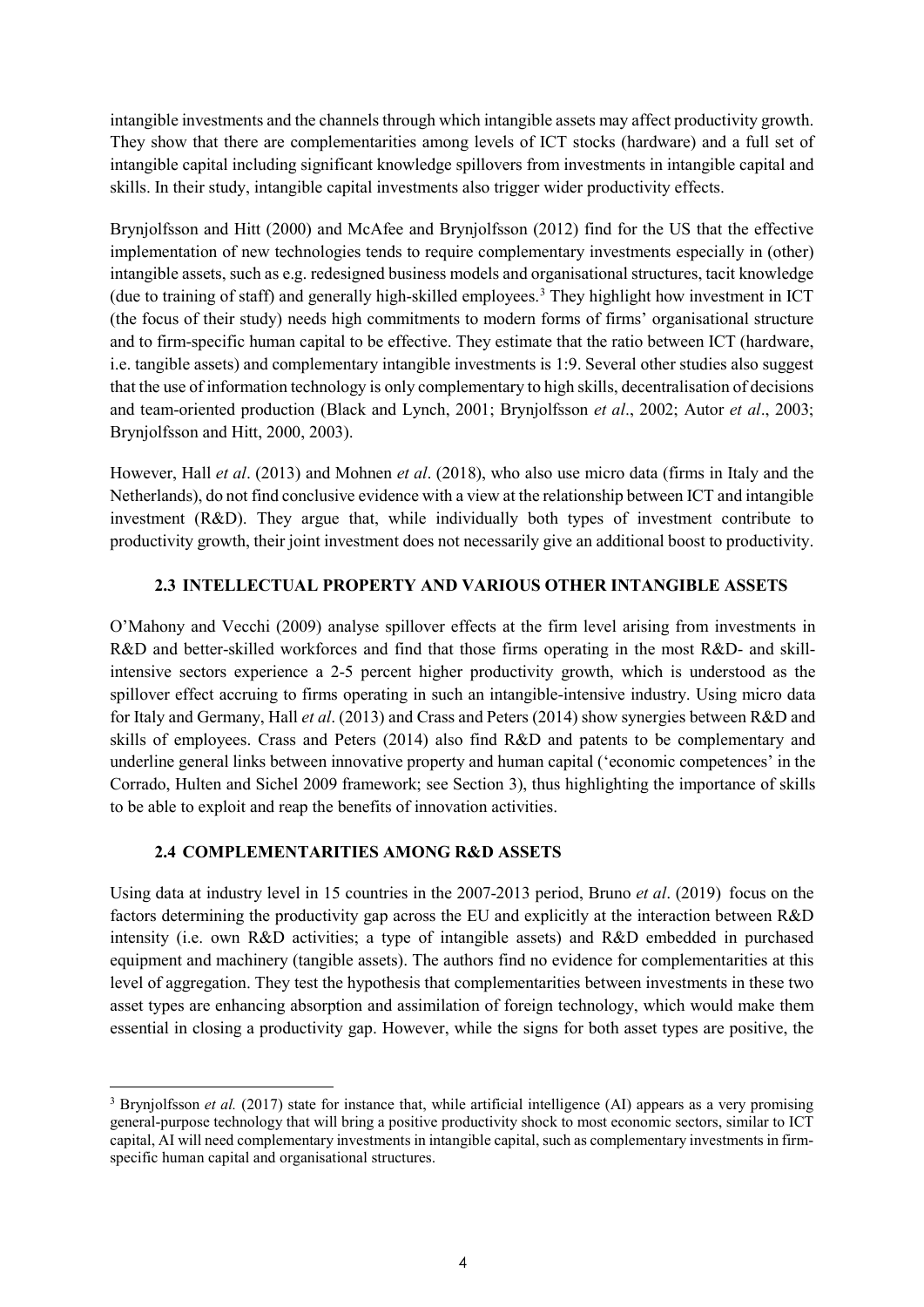intangible investments and the channels through which intangible assets may affect productivity growth. They show that there are complementarities among levels of ICT stocks (hardware) and a full set of intangible capital including significant knowledge spillovers from investments in intangible capital and skills. In their study, intangible capital investments also trigger wider productivity effects.

Brynjolfsson and Hitt (2000) and McAfee and Brynjolfsson (2012) find for the US that the effective implementation of new technologies tends to require complementary investments especially in (other) intangible assets, such as e.g. redesigned business models and organisational structures, tacit knowledge (due to training of staff) and generally high-skilled employees.[3] They highlight how investment in ICT (the focus of their study) needs high commitments to modern forms of firms' organisational structure and to firm-specific human capital to be effective. They estimate that the ratio between ICT (hardware, i.e. tangible assets) and complementary intangible investments is 1:9. Several other studies also suggest that the use of information technology is only complementary to high skills, decentralisation of decisions and team-oriented production (Black and Lynch, 2001; Brynjolfsson *et al*., 2002; Autor *et al*., 2003; Brynjolfsson and Hitt, 2000, 2003).

However, Hall *et al*. (2013) and Mohnen *et al*. (2018), who also use micro data (firms in Italy and the Netherlands), do not find conclusive evidence with a view at the relationship between ICT and intangible investment (R&D). They argue that, while individually both types of investment contribute to productivity growth, their joint investment does not necessarily give an additional boost to productivity.

### 2.3 INTELLECTUAL PROPERTY AND VARIOUS OTHER INTANGIBLE ASSETS

O'Mahony and Vecchi (2009) analyse spillover effects at the firm level arising from investments in R&D and better-skilled workforces and find that those firms operating in the most R&D- and skill-intensive sectors experience a 2-5 percent higher productivity growth, which is understood as the spillover effect accruing to firms operating in such an intangible-intensive industry. Using micro data for Italy and Germany, Hall *et al*. (2013) and Crass and Peters (2014) show synergies between R&D and skills of employees. Crass and Peters (2014) also find R&D and patents to be complementary and underline general links between innovative property and human capital ('economic competences' in the Corrado, Hulten and Sichel 2009 framework; see Section 3), thus highlighting the importance of skills to be able to exploit and reap the benefits of innovation activities.

### 2.4 COMPLEMENTARITIES AMONG R&D ASSETS

Using data at industry level in 15 countries in the 2007-2013 period, Bruno *et al*. (2019) focus on the factors determining the productivity gap across the EU and explicitly at the interaction between R&D intensity (i.e. own R&D activities; a type of intangible assets) and R&D embedded in purchased equipment and machinery (tangible assets). The authors find no evidence for complementarities at this level of aggregation. They test the hypothesis that complementarities between investments in these two asset types are enhancing absorption and assimilation of foreign technology, which would make them essential in closing a productivity gap. However, while the signs for both asset types are positive, the

[3] Brynjolfsson *et al.* (2017) state for instance that, while artificial intelligence (AI) appears as a very promising general-purpose technology that will bring a positive productivity shock to most economic sectors, similar to ICT capital, AI will need complementary investments in intangible capital, such as complementary investments in firm-specific human capital and organisational structures.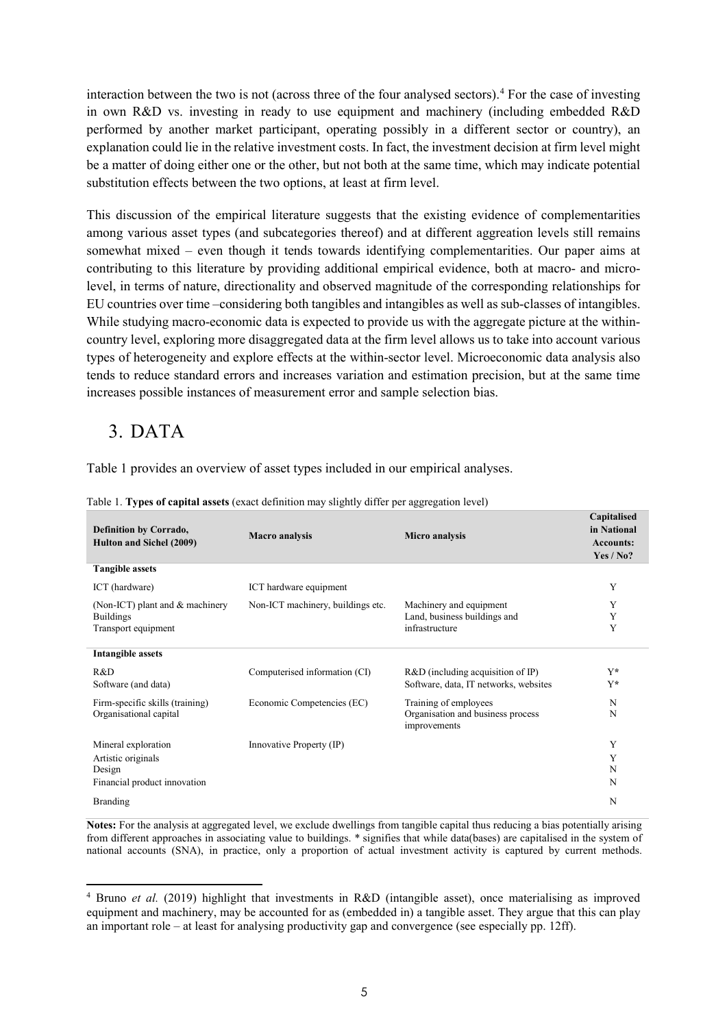interaction between the two is not (across three of the four analysed sectors).[4] For the case of investing in own R&D vs. investing in ready to use equipment and machinery (including embedded R&D performed by another market participant, operating possibly in a different sector or country), an explanation could lie in the relative investment costs. In fact, the investment decision at firm level might be a matter of doing either one or the other, but not both at the same time, which may indicate potential substitution effects between the two options, at least at firm level.

This discussion of the empirical literature suggests that the existing evidence of complementarities among various asset types (and subcategories thereof) and at different aggreation levels still remains somewhat mixed – even though it tends towards identifying complementarities. Our paper aims at contributing to this literature by providing additional empirical evidence, both at macro- and micro-level, in terms of nature, directionality and observed magnitude of the corresponding relationships for EU countries over time –considering both tangibles and intangibles as well as sub-classes of intangibles. While studying macro-economic data is expected to provide us with the aggregate picture at the within-country level, exploring more disaggregated data at the firm level allows us to take into account various types of heterogeneity and explore effects at the within-sector level. Microeconomic data analysis also tends to reduce standard errors and increases variation and estimation precision, but at the same time increases possible instances of measurement error and sample selection bias.

# 3. DATA

Table 1 provides an overview of asset types included in our empirical analyses.

Table 1. **Types of capital assets** (exact definition may slightly differ per aggregation level)

| Definition by Corrado, Hulton and Sichel (2009) | Macro analysis | Micro analysis | Capitalised in National Accounts: Yes / No? |
|---|---|---|---|
| **Tangible assets** | | | |
| ICT (hardware) | ICT hardware equipment | | Y |
| (Non-ICT) plant & machinery | Non-ICT machinery, buildings etc. | Machinery and equipment | Y |
| Buildings | | Land, business buildings and infrastructure | Y |
| Transport equipment | | | Y |
| **Intangible assets** | | | |
| R&D | Computerised information (CI) | R&D (including acquisition of IP) | Y* |
| Software (and data) | | Software, data, IT networks, websites | Y* |
| Firm-specific skills (training) | Economic Competencies (EC) | Training of employees | N |
| Organisational capital | | Organisation and business process improvements | N |
| Mineral exploration | Innovative Property (IP) | | Y |
| Artistic originals | | | Y |
| Design | | | N |
| Financial product innovation | | | N |
| Branding | | | N |

**Notes:** For the analysis at aggregated level, we exclude dwellings from tangible capital thus reducing a bias potentially arising from different approaches in associating value to buildings. * signifies that while data(bases) are capitalised in the system of national accounts (SNA), in practice, only a proportion of actual investment activity is captured by current methods.

[4] Bruno *et al.* (2019) highlight that investments in R&D (intangible asset), once materialising as improved equipment and machinery, may be accounted for as (embedded in) a tangible asset. They argue that this can play an important role – at least for analysing productivity gap and convergence (see especially pp. 12ff).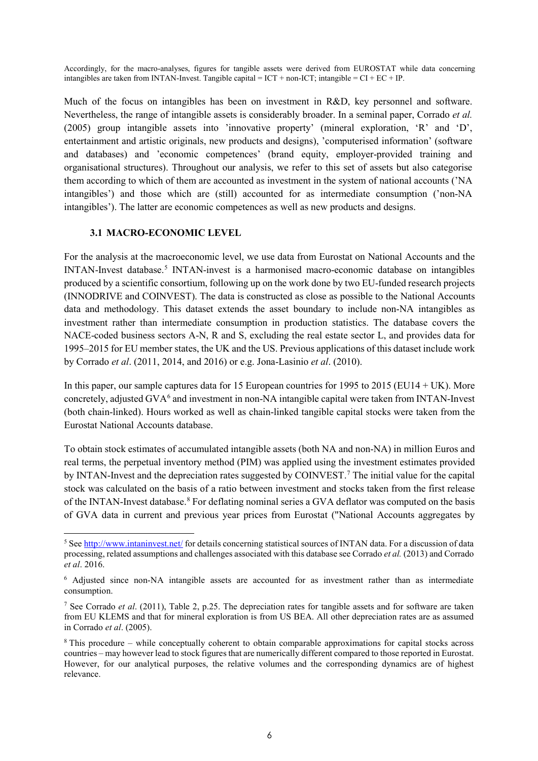Accordingly, for the macro-analyses, figures for tangible assets were derived from EUROSTAT while data concerning intangibles are taken from INTAN-Invest. Tangible capital = ICT + non-ICT; intangible = CI + EC + IP.

Much of the focus on intangibles has been on investment in R&D, key personnel and software. Nevertheless, the range of intangible assets is considerably broader. In a seminal paper, Corrado *et al.* (2005) group intangible assets into 'innovative property' (mineral exploration, 'R' and 'D', entertainment and artistic originals, new products and designs), 'computerised information' (software and databases) and 'economic competences' (brand equity, employer-provided training and organisational structures). Throughout our analysis, we refer to this set of assets but also categorise them according to which of them are accounted as investment in the system of national accounts ('NA intangibles') and those which are (still) accounted for as intermediate consumption ('non-NA intangibles'). The latter are economic competences as well as new products and designs.

### 3.1 MACRO-ECONOMIC LEVEL

For the analysis at the macroeconomic level, we use data from Eurostat on National Accounts and the INTAN-Invest database.[5] INTAN-invest is a harmonised macro-economic database on intangibles produced by a scientific consortium, following up on the work done by two EU-funded research projects (INNODRIVE and COINVEST). The data is constructed as close as possible to the National Accounts data and methodology. This dataset extends the asset boundary to include non-NA intangibles as investment rather than intermediate consumption in production statistics. The database covers the NACE-coded business sectors A-N, R and S, excluding the real estate sector L, and provides data for 1995–2015 for EU member states, the UK and the US. Previous applications of this dataset include work by Corrado *et al*. (2011, 2014, and 2016) or e.g. Jona-Lasinio *et al*. (2010).

In this paper, our sample captures data for 15 European countries for 1995 to 2015 (EU14 + UK). More concretely, adjusted GVA[6] and investment in non-NA intangible capital were taken from INTAN-Invest (both chain-linked). Hours worked as well as chain-linked tangible capital stocks were taken from the Eurostat National Accounts database.

To obtain stock estimates of accumulated intangible assets (both NA and non-NA) in million Euros and real terms, the perpetual inventory method (PIM) was applied using the investment estimates provided by INTAN-Invest and the depreciation rates suggested by COINVEST.[7] The initial value for the capital stock was calculated on the basis of a ratio between investment and stocks taken from the first release of the INTAN-Invest database.[8] For deflating nominal series a GVA deflator was computed on the basis of GVA data in current and previous year prices from Eurostat ("National Accounts aggregates by

---

[5] See http://www.intaninvest.net/ for details concerning statistical sources of INTAN data. For a discussion of data processing, related assumptions and challenges associated with this database see Corrado *et al.* (2013) and Corrado *et al*. 2016.

[6] Adjusted since non-NA intangible assets are accounted for as investment rather than as intermediate consumption.

[7] See Corrado *et al*. (2011), Table 2, p.25. The depreciation rates for tangible assets and for software are taken from EU KLEMS and that for mineral exploration is from US BEA. All other depreciation rates are as assumed in Corrado *et al*. (2005).

[8] This procedure – while conceptually coherent to obtain comparable approximations for capital stocks across countries – may however lead to stock figures that are numerically different compared to those reported in Eurostat. However, for our analytical purposes, the relative volumes and the corresponding dynamics are of highest relevance.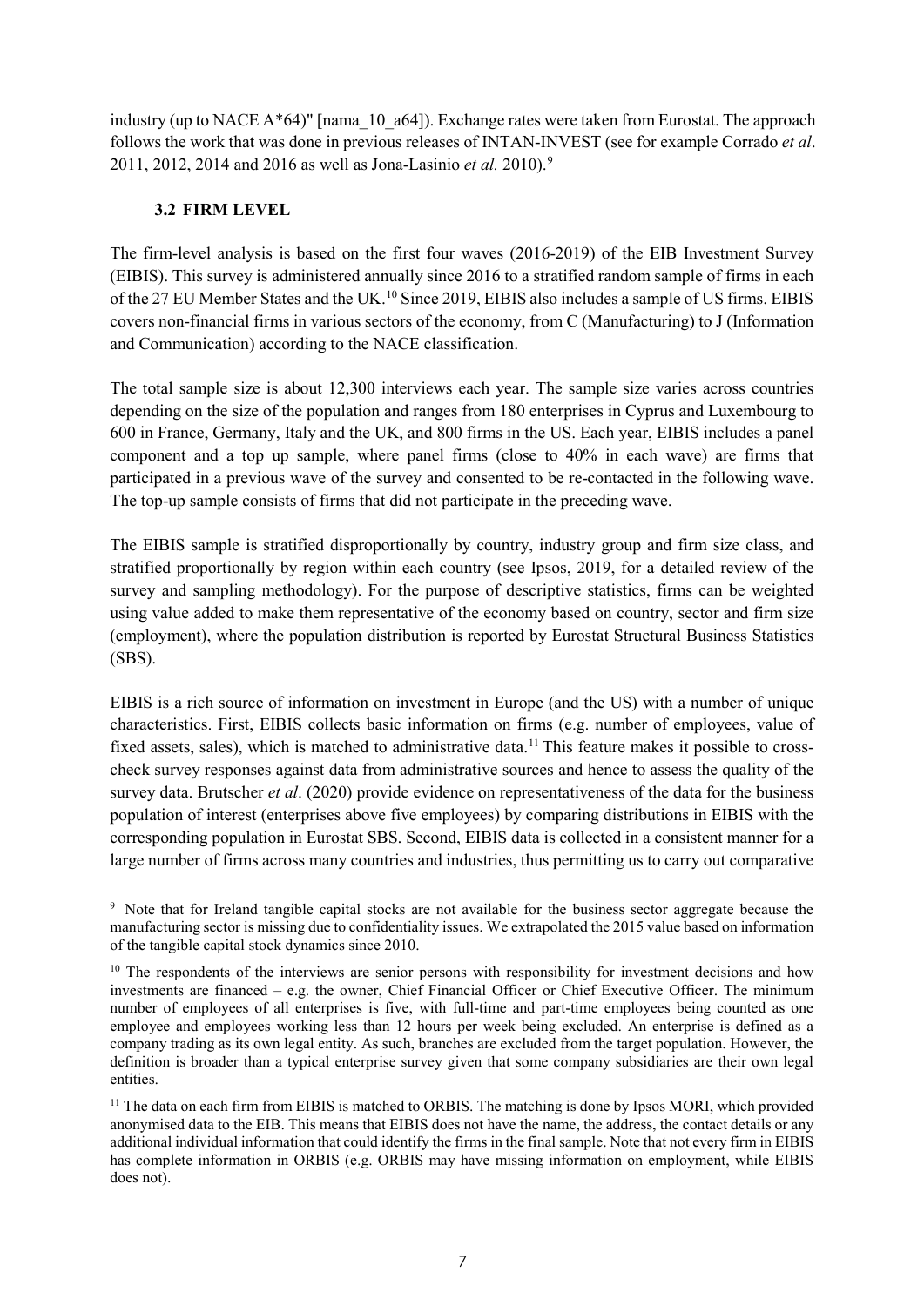industry (up to NACE A*64)" [nama_10_a64]). Exchange rates were taken from Eurostat. The approach follows the work that was done in previous releases of INTAN-INVEST (see for example Corrado *et al*. 2011, 2012, 2014 and 2016 as well as Jona-Lasinio *et al.* 2010).[9]

### 3.2 FIRM LEVEL

The firm-level analysis is based on the first four waves (2016-2019) of the EIB Investment Survey (EIBIS). This survey is administered annually since 2016 to a stratified random sample of firms in each of the 27 EU Member States and the UK.[10] Since 2019, EIBIS also includes a sample of US firms. EIBIS covers non-financial firms in various sectors of the economy, from C (Manufacturing) to J (Information and Communication) according to the NACE classification.

The total sample size is about 12,300 interviews each year. The sample size varies across countries depending on the size of the population and ranges from 180 enterprises in Cyprus and Luxembourg to 600 in France, Germany, Italy and the UK, and 800 firms in the US. Each year, EIBIS includes a panel component and a top up sample, where panel firms (close to 40% in each wave) are firms that participated in a previous wave of the survey and consented to be re-contacted in the following wave. The top-up sample consists of firms that did not participate in the preceding wave.

The EIBIS sample is stratified disproportionally by country, industry group and firm size class, and stratified proportionally by region within each country (see Ipsos, 2019, for a detailed review of the survey and sampling methodology). For the purpose of descriptive statistics, firms can be weighted using value added to make them representative of the economy based on country, sector and firm size (employment), where the population distribution is reported by Eurostat Structural Business Statistics (SBS).

EIBIS is a rich source of information on investment in Europe (and the US) with a number of unique characteristics. First, EIBIS collects basic information on firms (e.g. number of employees, value of fixed assets, sales), which is matched to administrative data.[11] This feature makes it possible to cross-check survey responses against data from administrative sources and hence to assess the quality of the survey data. Brutscher *et al*. (2020) provide evidence on representativeness of the data for the business population of interest (enterprises above five employees) by comparing distributions in EIBIS with the corresponding population in Eurostat SBS. Second, EIBIS data is collected in a consistent manner for a large number of firms across many countries and industries, thus permitting us to carry out comparative

---

[9] Note that for Ireland tangible capital stocks are not available for the business sector aggregate because the manufacturing sector is missing due to confidentiality issues. We extrapolated the 2015 value based on information of the tangible capital stock dynamics since 2010.

[10] The respondents of the interviews are senior persons with responsibility for investment decisions and how investments are financed – e.g. the owner, Chief Financial Officer or Chief Executive Officer. The minimum number of employees of all enterprises is five, with full-time and part-time employees being counted as one employee and employees working less than 12 hours per week being excluded. An enterprise is defined as a company trading as its own legal entity. As such, branches are excluded from the target population. However, the definition is broader than a typical enterprise survey given that some company subsidiaries are their own legal entities.

[11] The data on each firm from EIBIS is matched to ORBIS. The matching is done by Ipsos MORI, which provided anonymised data to the EIB. This means that EIBIS does not have the name, the address, the contact details or any additional individual information that could identify the firms in the final sample. Note that not every firm in EIBIS has complete information in ORBIS (e.g. ORBIS may have missing information on employment, while EIBIS does not).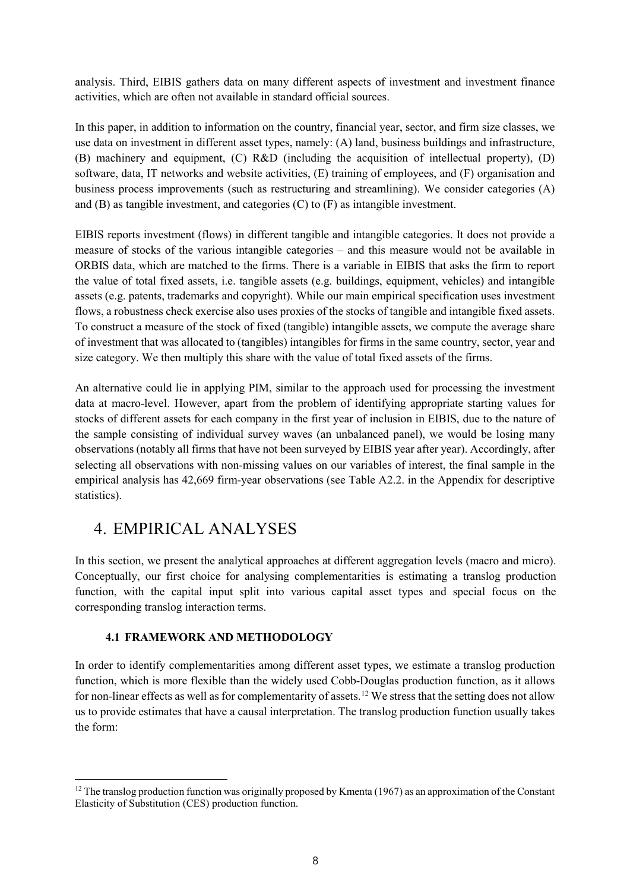analysis. Third, EIBIS gathers data on many different aspects of investment and investment finance activities, which are often not available in standard official sources.

In this paper, in addition to information on the country, financial year, sector, and firm size classes, we use data on investment in different asset types, namely: (A) land, business buildings and infrastructure, (B) machinery and equipment, (C) R&D (including the acquisition of intellectual property), (D) software, data, IT networks and website activities, (E) training of employees, and (F) organisation and business process improvements (such as restructuring and streamlining). We consider categories (A) and (B) as tangible investment, and categories (C) to (F) as intangible investment.

EIBIS reports investment (flows) in different tangible and intangible categories. It does not provide a measure of stocks of the various intangible categories – and this measure would not be available in ORBIS data, which are matched to the firms. There is a variable in EIBIS that asks the firm to report the value of total fixed assets, i.e. tangible assets (e.g. buildings, equipment, vehicles) and intangible assets (e.g. patents, trademarks and copyright). While our main empirical specification uses investment flows, a robustness check exercise also uses proxies of the stocks of tangible and intangible fixed assets. To construct a measure of the stock of fixed (tangible) intangible assets, we compute the average share of investment that was allocated to (tangibles) intangibles for firms in the same country, sector, year and size category. We then multiply this share with the value of total fixed assets of the firms.

An alternative could lie in applying PIM, similar to the approach used for processing the investment data at macro-level. However, apart from the problem of identifying appropriate starting values for stocks of different assets for each company in the first year of inclusion in EIBIS, due to the nature of the sample consisting of individual survey waves (an unbalanced panel), we would be losing many observations (notably all firms that have not been surveyed by EIBIS year after year). Accordingly, after selecting all observations with non-missing values on our variables of interest, the final sample in the empirical analysis has 42,669 firm-year observations (see Table A2.2. in the Appendix for descriptive statistics).

# 4. EMPIRICAL ANALYSES

In this section, we present the analytical approaches at different aggregation levels (macro and micro). Conceptually, our first choice for analysing complementarities is estimating a translog production function, with the capital input split into various capital asset types and special focus on the corresponding translog interaction terms.

## 4.1 FRAMEWORK AND METHODOLOGY

In order to identify complementarities among different asset types, we estimate a translog production function, which is more flexible than the widely used Cobb-Douglas production function, as it allows for non-linear effects as well as for complementarity of assets.[12] We stress that the setting does not allow us to provide estimates that have a causal interpretation. The translog production function usually takes the form:

[12] The translog production function was originally proposed by Kmenta (1967) as an approximation of the Constant Elasticity of Substitution (CES) production function.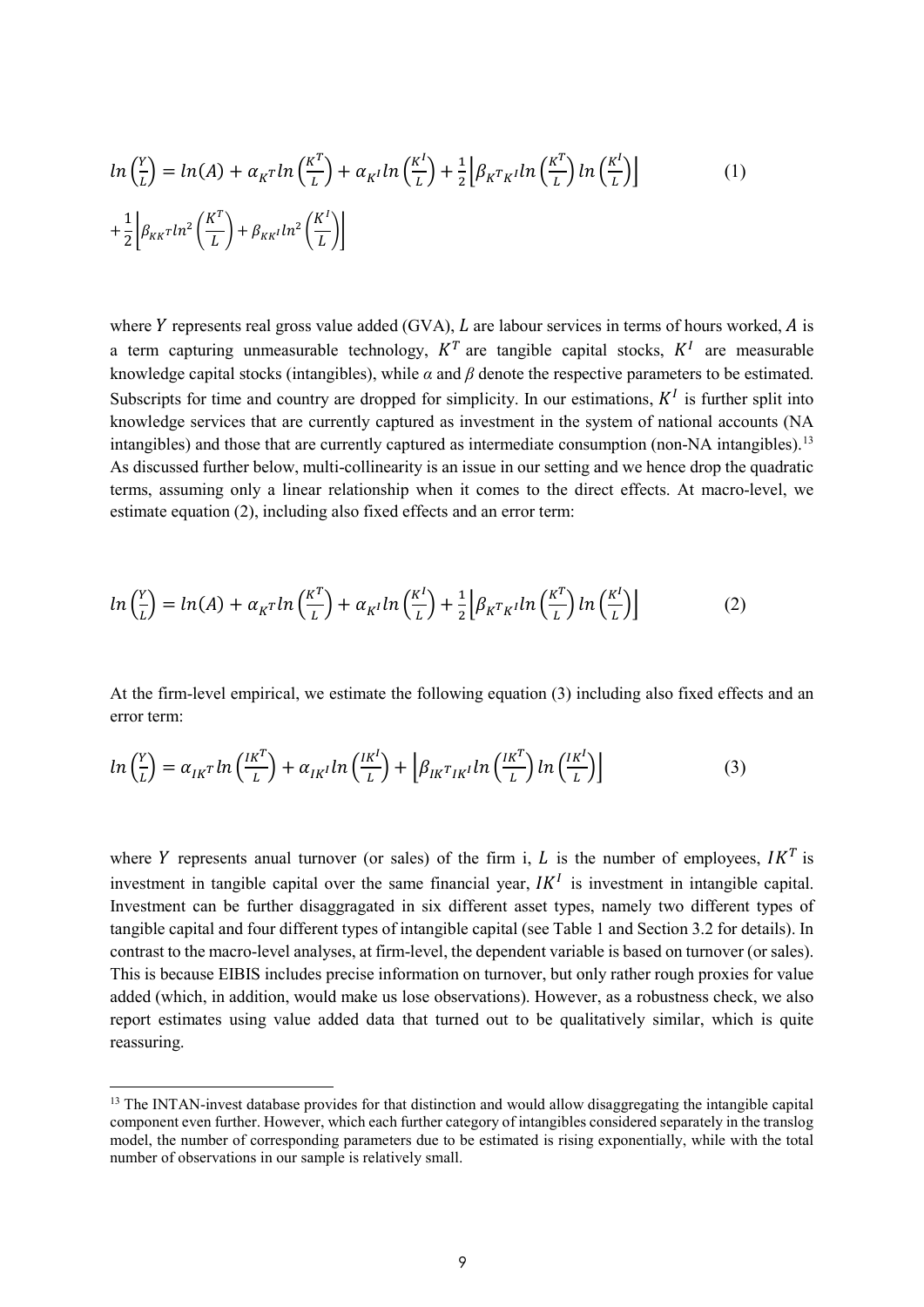$$ln\left(\frac{Y}{L}\right) = ln(A) + \alpha_{K^T} ln\left(\frac{K^T}{L}\right) + \alpha_{K^I} ln\left(\frac{K^I}{L}\right) + \frac{1}{2}\left[\beta_{K^T K^I} ln\left(\frac{K^T}{L}\right) ln\left(\frac{K^I}{L}\right)\right] \quad (1)$$

$$+\frac{1}{2}\left[\beta_{KK^T} ln^2\left(\frac{K^T}{L}\right) + \beta_{KK^I} ln^2\left(\frac{K^I}{L}\right)\right]$$

where $Y$ represents real gross value added (GVA), $L$ are labour services in terms of hours worked, $A$ is a term capturing unmeasurable technology, $K^T$ are tangible capital stocks, $K^I$ are measurable knowledge capital stocks (intangibles), while $\alpha$ and $\beta$ denote the respective parameters to be estimated. Subscripts for time and country are dropped for simplicity. In our estimations, $K^I$ is further split into knowledge services that are currently captured as investment in the system of national accounts (NA intangibles) and those that are currently captured as intermediate consumption (non-NA intangibles).[13] As discussed further below, multi-collinearity is an issue in our setting and we hence drop the quadratic terms, assuming only a linear relationship when it comes to the direct effects. At macro-level, we estimate equation (2), including also fixed effects and an error term:

$$ln\left(\frac{Y}{L}\right) = ln(A) + \alpha_{K^T} ln\left(\frac{K^T}{L}\right) + \alpha_{K^I} ln\left(\frac{K^I}{L}\right) + \frac{1}{2}\left[\beta_{K^T K^I} ln\left(\frac{K^T}{L}\right) ln\left(\frac{K^I}{L}\right)\right] \quad (2)$$

At the firm-level empirical, we estimate the following equation (3) including also fixed effects and an error term:

$$ln\left(\frac{Y}{L}\right) = \alpha_{IK^T} ln\left(\frac{IK^T}{L}\right) + \alpha_{IK^I} ln\left(\frac{IK^I}{L}\right) + \left[\beta_{IK^T IK^I} ln\left(\frac{IK^T}{L}\right) ln\left(\frac{IK^I}{L}\right)\right] \quad (3)$$

where $Y$ represents anual turnover (or sales) of the firm i, $L$ is the number of employees, $IK^T$ is investment in tangible capital over the same financial year, $IK^I$ is investment in intangible capital. Investment can be further disaggragated in six different asset types, namely two different types of tangible capital and four different types of intangible capital (see Table 1 and Section 3.2 for details). In contrast to the macro-level analyses, at firm-level, the dependent variable is based on turnover (or sales). This is because EIBIS includes precise information on turnover, but only rather rough proxies for value added (which, in addition, would make us lose observations). However, as a robustness check, we also report estimates using value added data that turned out to be qualitatively similar, which is quite reassuring.

[13] The INTAN-invest database provides for that distinction and would allow disaggregating the intangible capital component even further. However, which each further category of intangibles considered separately in the translog model, the number of corresponding parameters due to be estimated is rising exponentially, while with the total number of observations in our sample is relatively small.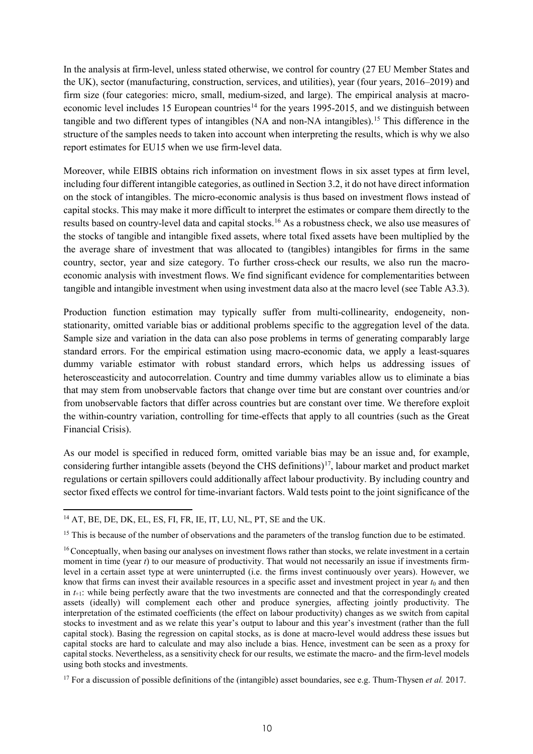In the analysis at firm-level, unless stated otherwise, we control for country (27 EU Member States and the UK), sector (manufacturing, construction, services, and utilities), year (four years, 2016–2019) and firm size (four categories: micro, small, medium-sized, and large). The empirical analysis at macro-economic level includes 15 European countries[14] for the years 1995-2015, and we distinguish between tangible and two different types of intangibles (NA and non-NA intangibles).[15] This difference in the structure of the samples needs to taken into account when interpreting the results, which is why we also report estimates for EU15 when we use firm-level data.

Moreover, while EIBIS obtains rich information on investment flows in six asset types at firm level, including four different intangible categories, as outlined in Section 3.2, it do not have direct information on the stock of intangibles. The micro-economic analysis is thus based on investment flows instead of capital stocks. This may make it more difficult to interpret the estimates or compare them directly to the results based on country-level data and capital stocks.[16] As a robustness check, we also use measures of the stocks of tangible and intangible fixed assets, where total fixed assets have been multiplied by the the average share of investment that was allocated to (tangibles) intangibles for firms in the same country, sector, year and size category. To further cross-check our results, we also run the macro-economic analysis with investment flows. We find significant evidence for complementarities between tangible and intangible investment when using investment data also at the macro level (see Table A3.3).

Production function estimation may typically suffer from multi-collinearity, endogeneity, non-stationarity, omitted variable bias or additional problems specific to the aggregation level of the data. Sample size and variation in the data can also pose problems in terms of generating comparably large standard errors. For the empirical estimation using macro-economic data, we apply a least-squares dummy variable estimator with robust standard errors, which helps us addressing issues of heterosceasticity and autocorrelation. Country and time dummy variables allow us to eliminate a bias that may stem from unobservable factors that change over time but are constant over countries and/or from unobservable factors that differ across countries but are constant over time. We therefore exploit the within-country variation, controlling for time-effects that apply to all countries (such as the Great Financial Crisis).

As our model is specified in reduced form, omitted variable bias may be an issue and, for example, considering further intangible assets (beyond the CHS definitions)[17], labour market and product market regulations or certain spillovers could additionally affect labour productivity. By including country and sector fixed effects we control for time-invariant factors. Wald tests point to the joint significance of the

---

[14] AT, BE, DE, DK, EL, ES, FI, FR, IE, IT, LU, NL, PT, SE and the UK.

[15] This is because of the number of observations and the parameters of the translog function due to be estimated.

[16] Conceptually, when basing our analyses on investment flows rather than stocks, we relate investment in a certain moment in time (year $t$) to our measure of productivity. That would not necessarily an issue if investments firm-level in a certain asset type at were uninterrupted (i.e. the firms invest continuously over years). However, we know that firms can invest their available resources in a specific asset and investment project in year $t_0$ and then in $t_{+1}$: while being perfectly aware that the two investments are connected and that the correspondingly created assets (ideally) will complement each other and produce synergies, affecting jointly productivity. The interpretation of the estimated coefficients (the effect on labour productivity) changes as we switch from capital stocks to investment and as we relate this year's output to labour and this year's investment (rather than the full capital stock). Basing the regression on capital stocks, as is done at macro-level would address these issues but capital stocks are hard to calculate and may also include a bias. Hence, investment can be seen as a proxy for capital stocks. Nevertheless, as a sensitivity check for our results, we estimate the macro- and the firm-level models using both stocks and investments.

[17] For a discussion of possible definitions of the (intangible) asset boundaries, see e.g. Thum-Thysen *et al.* 2017.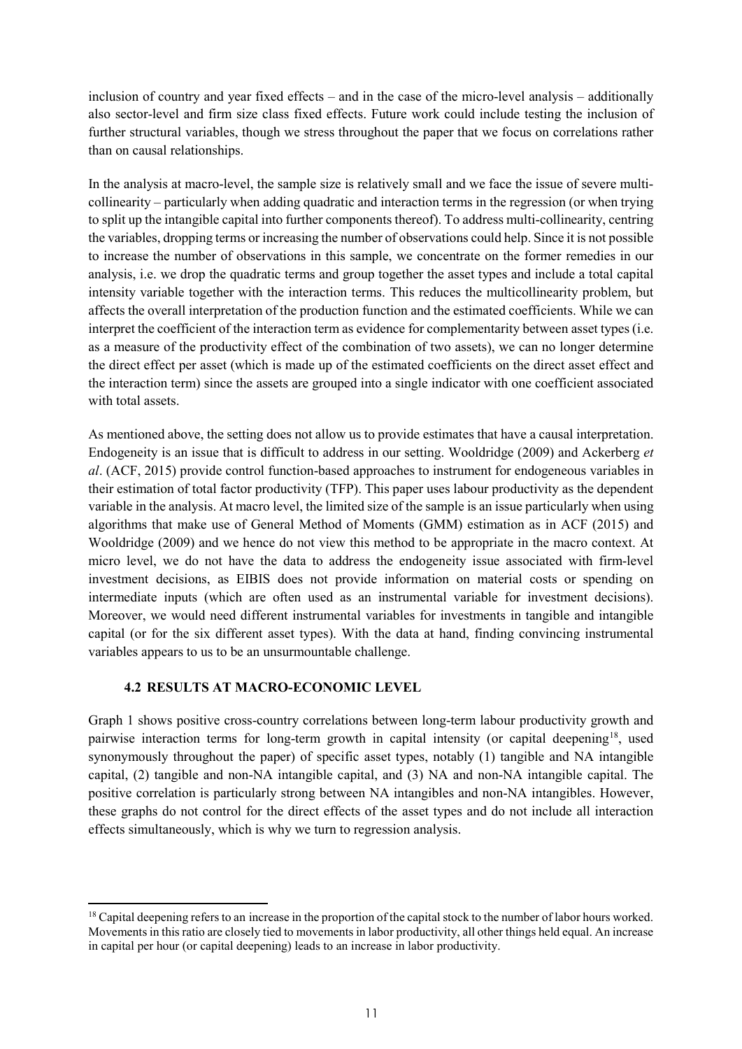inclusion of country and year fixed effects – and in the case of the micro-level analysis – additionally also sector-level and firm size class fixed effects. Future work could include testing the inclusion of further structural variables, though we stress throughout the paper that we focus on correlations rather than on causal relationships.

In the analysis at macro-level, the sample size is relatively small and we face the issue of severe multi-collinearity – particularly when adding quadratic and interaction terms in the regression (or when trying to split up the intangible capital into further components thereof). To address multi-collinearity, centring the variables, dropping terms or increasing the number of observations could help. Since it is not possible to increase the number of observations in this sample, we concentrate on the former remedies in our analysis, i.e. we drop the quadratic terms and group together the asset types and include a total capital intensity variable together with the interaction terms. This reduces the multicollinearity problem, but affects the overall interpretation of the production function and the estimated coefficients. While we can interpret the coefficient of the interaction term as evidence for complementarity between asset types (i.e. as a measure of the productivity effect of the combination of two assets), we can no longer determine the direct effect per asset (which is made up of the estimated coefficients on the direct asset effect and the interaction term) since the assets are grouped into a single indicator with one coefficient associated with total assets.

As mentioned above, the setting does not allow us to provide estimates that have a causal interpretation. Endogeneity is an issue that is difficult to address in our setting. Wooldridge (2009) and Ackerberg *et al*. (ACF, 2015) provide control function-based approaches to instrument for endogeneous variables in their estimation of total factor productivity (TFP). This paper uses labour productivity as the dependent variable in the analysis. At macro level, the limited size of the sample is an issue particularly when using algorithms that make use of General Method of Moments (GMM) estimation as in ACF (2015) and Wooldridge (2009) and we hence do not view this method to be appropriate in the macro context. At micro level, we do not have the data to address the endogeneity issue associated with firm-level investment decisions, as EIBIS does not provide information on material costs or spending on intermediate inputs (which are often used as an instrumental variable for investment decisions). Moreover, we would need different instrumental variables for investments in tangible and intangible capital (or for the six different asset types). With the data at hand, finding convincing instrumental variables appears to us to be an unsurmountable challenge.

### 4.2 RESULTS AT MACRO-ECONOMIC LEVEL

Graph 1 shows positive cross-country correlations between long-term labour productivity growth and pairwise interaction terms for long-term growth in capital intensity (or capital deepening[18], used synonymously throughout the paper) of specific asset types, notably (1) tangible and NA intangible capital, (2) tangible and non-NA intangible capital, and (3) NA and non-NA intangible capital. The positive correlation is particularly strong between NA intangibles and non-NA intangibles. However, these graphs do not control for the direct effects of the asset types and do not include all interaction effects simultaneously, which is why we turn to regression analysis.

[18] Capital deepening refers to an increase in the proportion of the capital stock to the number of labor hours worked. Movements in this ratio are closely tied to movements in labor productivity, all other things held equal. An increase in capital per hour (or capital deepening) leads to an increase in labor productivity.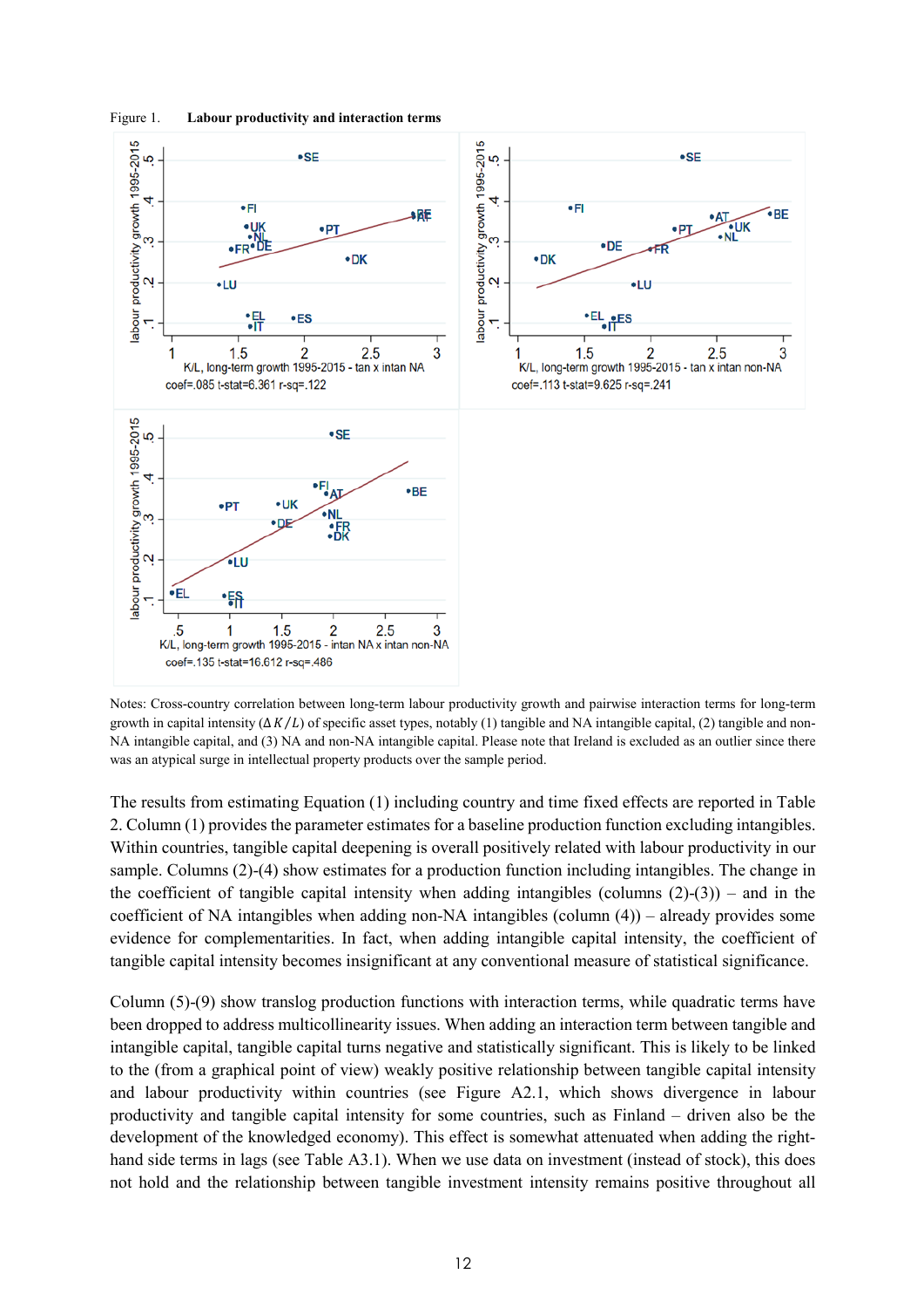Figure 1. **Labour productivity and interaction terms**

Notes: Cross-country correlation between long-term labour productivity growth and pairwise interaction terms for long-term growth in capital intensity ($\Delta K/L$) of specific asset types, notably (1) tangible and NA intangible capital, (2) tangible and non-NA intangible capital, and (3) NA and non-NA intangible capital. Please note that Ireland is excluded as an outlier since there was an atypical surge in intellectual property products over the sample period.

The results from estimating Equation (1) including country and time fixed effects are reported in Table 2. Column (1) provides the parameter estimates for a baseline production function excluding intangibles. Within countries, tangible capital deepening is overall positively related with labour productivity in our sample. Columns (2)-(4) show estimates for a production function including intangibles. The change in the coefficient of tangible capital intensity when adding intangibles (columns (2)-(3)) – and in the coefficient of NA intangibles when adding non-NA intangibles (column (4)) – already provides some evidence for complementarities. In fact, when adding intangible capital intensity, the coefficient of tangible capital intensity becomes insignificant at any conventional measure of statistical significance.

Column (5)-(9) show translog production functions with interaction terms, while quadratic terms have been dropped to address multicollinearity issues. When adding an interaction term between tangible and intangible capital, tangible capital turns negative and statistically significant. This is likely to be linked to the (from a graphical point of view) weakly positive relationship between tangible capital intensity and labour productivity within countries (see Figure A2.1, which shows divergence in labour productivity and tangible capital intensity for some countries, such as Finland – driven also be the development of the knowledged economy). This effect is somewhat attenuated when adding the right-hand side terms in lags (see Table A3.1). When we use data on investment (instead of stock), this does not hold and the relationship between tangible investment intensity remains positive throughout all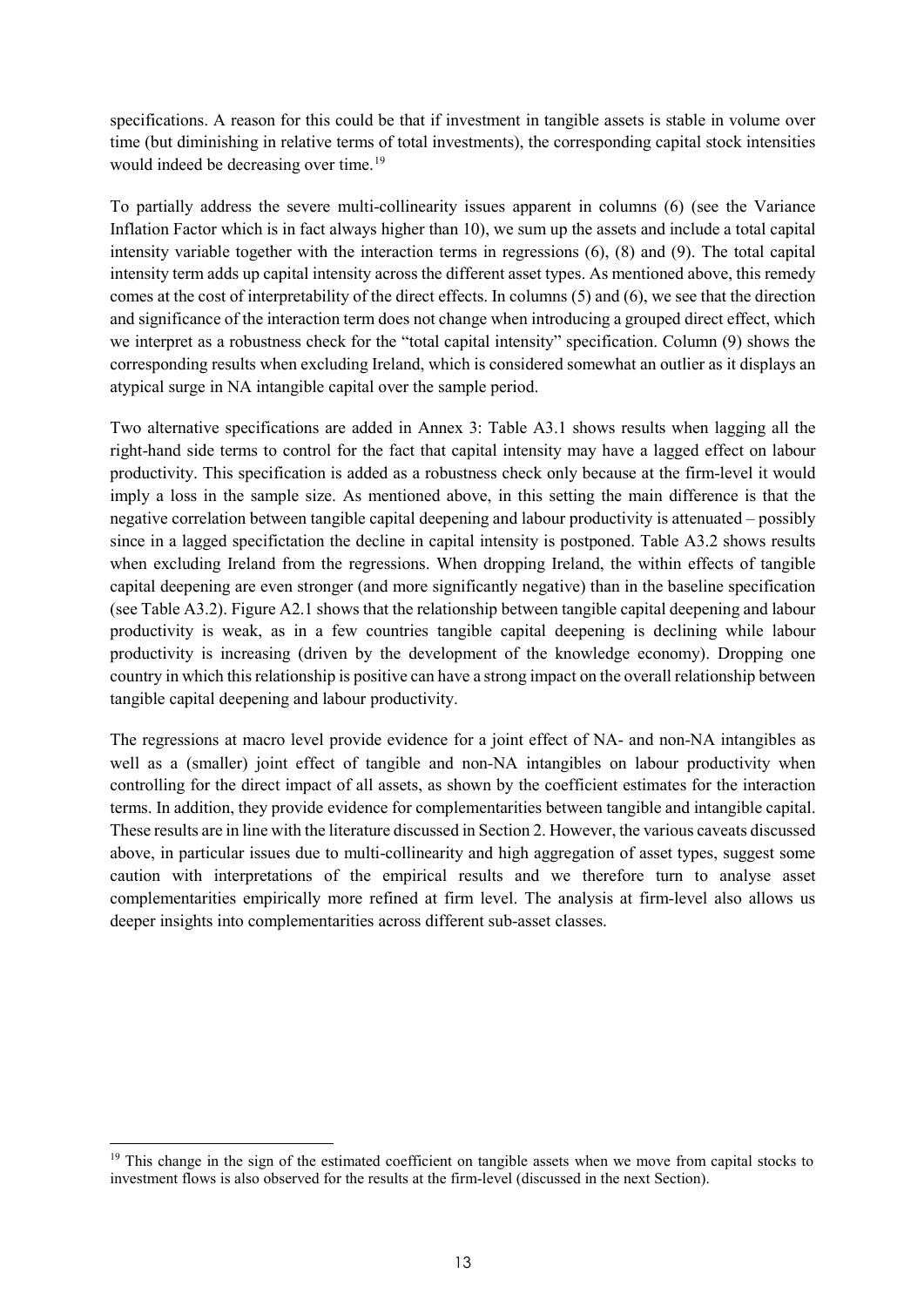specifications. A reason for this could be that if investment in tangible assets is stable in volume over time (but diminishing in relative terms of total investments), the corresponding capital stock intensities would indeed be decreasing over time.[19]

To partially address the severe multi-collinearity issues apparent in columns (6) (see the Variance Inflation Factor which is in fact always higher than 10), we sum up the assets and include a total capital intensity variable together with the interaction terms in regressions (6), (8) and (9). The total capital intensity term adds up capital intensity across the different asset types. As mentioned above, this remedy comes at the cost of interpretability of the direct effects. In columns (5) and (6), we see that the direction and significance of the interaction term does not change when introducing a grouped direct effect, which we interpret as a robustness check for the "total capital intensity" specification. Column (9) shows the corresponding results when excluding Ireland, which is considered somewhat an outlier as it displays an atypical surge in NA intangible capital over the sample period.

Two alternative specifications are added in Annex 3: Table A3.1 shows results when lagging all the right-hand side terms to control for the fact that capital intensity may have a lagged effect on labour productivity. This specification is added as a robustness check only because at the firm-level it would imply a loss in the sample size. As mentioned above, in this setting the main difference is that the negative correlation between tangible capital deepening and labour productivity is attenuated – possibly since in a lagged specifictation the decline in capital intensity is postponed. Table A3.2 shows results when excluding Ireland from the regressions. When dropping Ireland, the within effects of tangible capital deepening are even stronger (and more significantly negative) than in the baseline specification (see Table A3.2). Figure A2.1 shows that the relationship between tangible capital deepening and labour productivity is weak, as in a few countries tangible capital deepening is declining while labour productivity is increasing (driven by the development of the knowledge economy). Dropping one country in which this relationship is positive can have a strong impact on the overall relationship between tangible capital deepening and labour productivity.

The regressions at macro level provide evidence for a joint effect of NA- and non-NA intangibles as well as a (smaller) joint effect of tangible and non-NA intangibles on labour productivity when controlling for the direct impact of all assets, as shown by the coefficient estimates for the interaction terms. In addition, they provide evidence for complementarities between tangible and intangible capital. These results are in line with the literature discussed in Section 2. However, the various caveats discussed above, in particular issues due to multi-collinearity and high aggregation of asset types, suggest some caution with interpretations of the empirical results and we therefore turn to analyse asset complementarities empirically more refined at firm level. The analysis at firm-level also allows us deeper insights into complementarities across different sub-asset classes.

[19] This change in the sign of the estimated coefficient on tangible assets when we move from capital stocks to investment flows is also observed for the results at the firm-level (discussed in the next Section).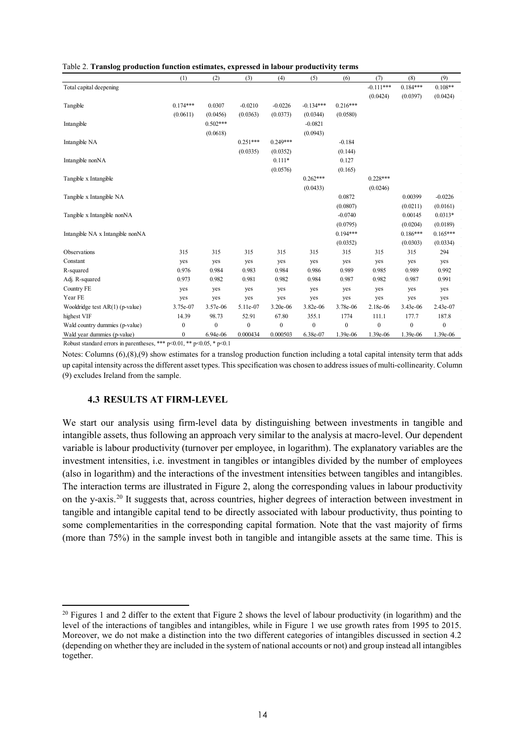Table 2. **Translog production function estimates, expressed in labour productivity terms**

| | (1) | (2) | (3) | (4) | (5) | (6) | (7) | (8) | (9) |
|---|---|---|---|---|---|---|---|---|---|
| Total capital deepening | | | | | | | -0.111*** | 0.184*** | 0.108** |
| | | | | | | | (0.0424) | (0.0397) | (0.0424) |
| Tangible | 0.174*** | 0.0307 | -0.0210 | -0.0226 | -0.134*** | 0.216*** | | | |
| | (0.0611) | (0.0456) | (0.0363) | (0.0373) | (0.0344) | (0.0580) | | | |
| Intangible | | 0.502*** | | | -0.0821 | | | | |
| | | (0.0618) | | | (0.0943) | | | | |
| Intangible NA | | | 0.251*** | 0.249*** | | -0.184 | | | |
| | | | (0.0335) | (0.0352) | | (0.144) | | | |
| Intangible nonNA | | | | 0.111* | | 0.127 | | | |
| | | | | (0.0576) | | (0.165) | | | |
| Tangible x Intangible | | | | | 0.262*** | | 0.228*** | | |
| | | | | | (0.0433) | | (0.0246) | | |
| Tangible x Intangible NA | | | | | | 0.0872 | | 0.00399 | -0.0226 |
| | | | | | | (0.0807) | | (0.0211) | (0.0161) |
| Tangible x Intangible nonNA | | | | | | -0.0740 | | 0.00145 | 0.0313* |
| | | | | | | (0.0795) | | (0.0204) | (0.0189) |
| Intangible NA x Intangible nonNA | | | | | | 0.194*** | | 0.186*** | 0.165*** |
| | | | | | | (0.0352) | | (0.0303) | (0.0334) |
| Observations | 315 | 315 | 315 | 315 | 315 | 315 | 315 | 315 | 294 |
| Constant | yes | yes | yes | yes | yes | yes | yes | yes | yes |
| R-squared | 0.976 | 0.984 | 0.983 | 0.984 | 0.986 | 0.989 | 0.985 | 0.989 | 0.992 |
| Adj. R-squared | 0.973 | 0.982 | 0.981 | 0.982 | 0.984 | 0.987 | 0.982 | 0.987 | 0.991 |
| Country FE | yes | yes | yes | yes | yes | yes | yes | yes | yes |
| Year FE | yes | yes | yes | yes | yes | yes | yes | yes | yes |
| Wooldridge test AR(1) (p-value) | 3.75e-07 | 3.57e-06 | 5.11e-07 | 3.20e-06 | 3.82e-06 | 3.78e-06 | 2.18e-06 | 3.43e-06 | 2.43e-07 |
| highest VIF | 14.39 | 98.73 | 52.91 | 67.80 | 355.1 | 1774 | 111.1 | 177.7 | 187.8 |
| Wald country dummies (p-value) | 0 | 0 | 0 | 0 | 0 | 0 | 0 | 0 | 0 |
| Wald year dummies (p-value) | 0 | 6.94e-06 | 0.000434 | 0.000503 | 6.38e-07 | 1.39e-06 | 1.39e-06 | 1.39e-06 | 1.39e-06 |

Robust standard errors in parentheses, *** p<0.01, ** p<0.05, * p<0.1

Notes: Columns (6),(8),(9) show estimates for a translog production function including a total capital intensity term that adds up capital intensity across the different asset types. This specification was chosen to address issues of multi-collinearity. Column (9) excludes Ireland from the sample.

### 4.3 RESULTS AT FIRM-LEVEL

We start our analysis using firm-level data by distinguishing between investments in tangible and intangible assets, thus following an approach very similar to the analysis at macro-level. Our dependent variable is labour productivity (turnover per employee, in logarithm). The explanatory variables are the investment intensities, i.e. investment in tangibles or intangibles divided by the number of employees (also in logarithm) and the interactions of the investment intensities between tangibles and intangibles. The interaction terms are illustrated in Figure 2, along the corresponding values in labour productivity on the y-axis.[20] It suggests that, across countries, higher degrees of interaction between investment in tangible and intangible capital tend to be directly associated with labour productivity, thus pointing to some complementarities in the corresponding capital formation. Note that the vast majority of firms (more than 75%) in the sample invest both in tangible and intangible assets at the same time. This is

[20] Figures 1 and 2 differ to the extent that Figure 2 shows the level of labour productivity (in logarithm) and the level of the interactions of tangibles and intangibles, while in Figure 1 we use growth rates from 1995 to 2015. Moreover, we do not make a distinction into the two different categories of intangibles discussed in section 4.2 (depending on whether they are included in the system of national accounts or not) and group instead all intangibles together.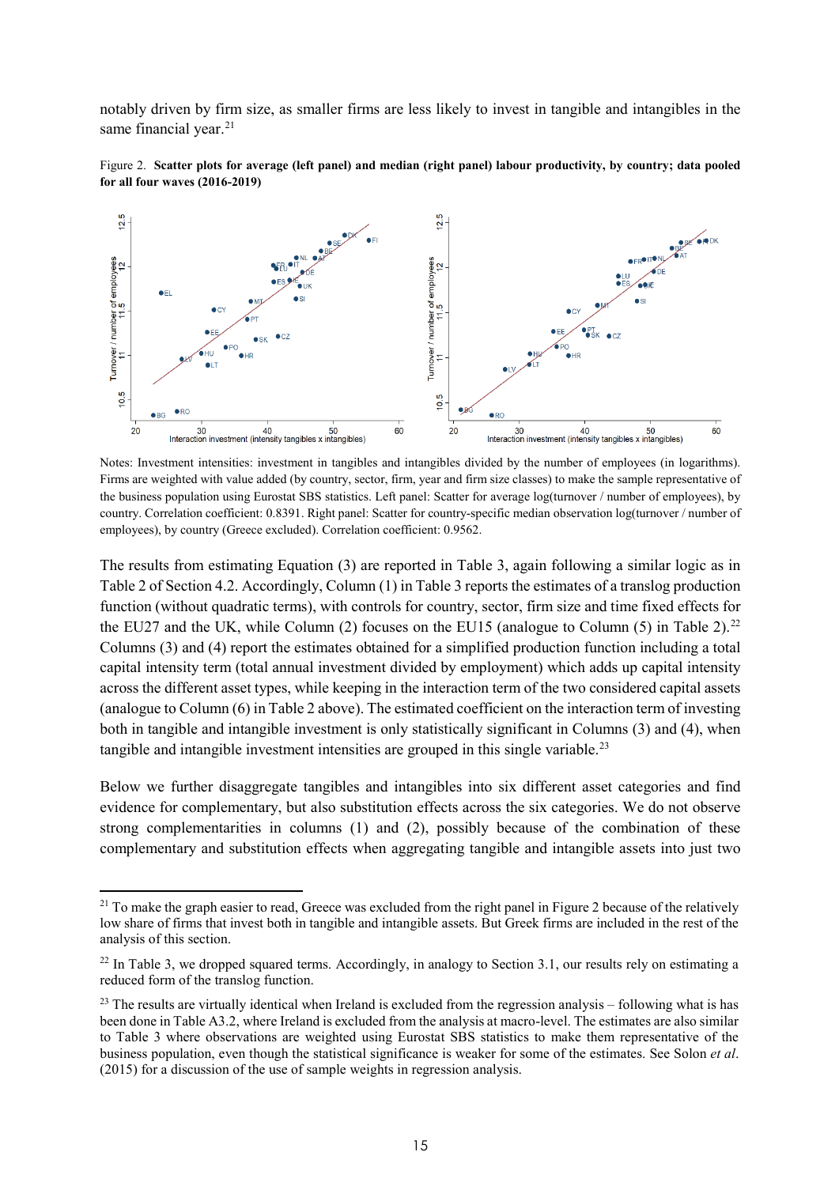notably driven by firm size, as smaller firms are less likely to invest in tangible and intangibles in the same financial year.[21]

Figure 2. **Scatter plots for average (left panel) and median (right panel) labour productivity, by country; data pooled for all four waves (2016-2019)**

Notes: Investment intensities: investment in tangibles and intangibles divided by the number of employees (in logarithms). Firms are weighted with value added (by country, sector, firm, year and firm size classes) to make the sample representative of the business population using Eurostat SBS statistics. Left panel: Scatter for average log(turnover / number of employees), by country. Correlation coefficient: 0.8391. Right panel: Scatter for country-specific median observation log(turnover / number of employees), by country (Greece excluded). Correlation coefficient: 0.9562.

The results from estimating Equation (3) are reported in Table 3, again following a similar logic as in Table 2 of Section 4.2. Accordingly, Column (1) in Table 3 reports the estimates of a translog production function (without quadratic terms), with controls for country, sector, firm size and time fixed effects for the EU27 and the UK, while Column (2) focuses on the EU15 (analogue to Column (5) in Table 2).[22] Columns (3) and (4) report the estimates obtained for a simplified production function including a total capital intensity term (total annual investment divided by employment) which adds up capital intensity across the different asset types, while keeping in the interaction term of the two considered capital assets (analogue to Column (6) in Table 2 above). The estimated coefficient on the interaction term of investing both in tangible and intangible investment is only statistically significant in Columns (3) and (4), when tangible and intangible investment intensities are grouped in this single variable.[23]

Below we further disaggregate tangibles and intangibles into six different asset categories and find evidence for complementary, but also substitution effects across the six categories. We do not observe strong complementarities in columns (1) and (2), possibly because of the combination of these complementary and substitution effects when aggregating tangible and intangible assets into just two

[21] To make the graph easier to read, Greece was excluded from the right panel in Figure 2 because of the relatively low share of firms that invest both in tangible and intangible assets. But Greek firms are included in the rest of the analysis of this section.

[22] In Table 3, we dropped squared terms. Accordingly, in analogy to Section 3.1, our results rely on estimating a reduced form of the translog function.

[23] The results are virtually identical when Ireland is excluded from the regression analysis – following what is has been done in Table A3.2, where Ireland is excluded from the analysis at macro-level. The estimates are also similar to Table 3 where observations are weighted using Eurostat SBS statistics to make them representative of the business population, even though the statistical significance is weaker for some of the estimates. See Solon *et al*. (2015) for a discussion of the use of sample weights in regression analysis.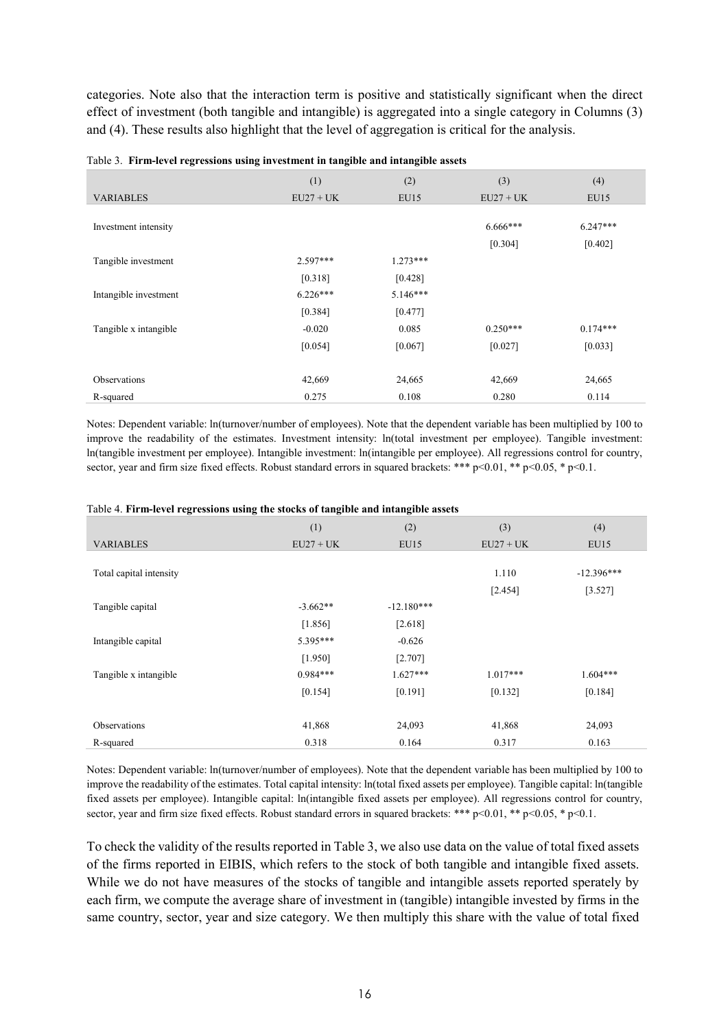categories. Note also that the interaction term is positive and statistically significant when the direct effect of investment (both tangible and intangible) is aggregated into a single category in Columns (3) and (4). These results also highlight that the level of aggregation is critical for the analysis.

Table 3. **Firm-level regressions using investment in tangible and intangible assets**

| | (1) | (2) | (3) | (4) |
|---|---|---|---|---|
| VARIABLES | EU27 + UK | EU15 | EU27 + UK | EU15 |
| Investment intensity | | | 6.666*** | 6.247*** |
| | | | [0.304] | [0.402] |
| Tangible investment | 2.597*** | 1.273*** | | |
| | [0.318] | [0.428] | | |
| Intangible investment | 6.226*** | 5.146*** | | |
| | [0.384] | [0.477] | | |
| Tangible x intangible | -0.020 | 0.085 | 0.250*** | 0.174*** |
| | [0.054] | [0.067] | [0.027] | [0.033] |
| Observations | 42,669 | 24,665 | 42,669 | 24,665 |
| R-squared | 0.275 | 0.108 | 0.280 | 0.114 |

Notes: Dependent variable: ln(turnover/number of employees). Note that the dependent variable has been multiplied by 100 to improve the readability of the estimates. Investment intensity: ln(total investment per employee). Tangible investment: ln(tangible investment per employee). Intangible investment: ln(intangible per employee). All regressions control for country, sector, year and firm size fixed effects. Robust standard errors in squared brackets: *** p<0.01, ** p<0.05, * p<0.1.

Table 4. **Firm-level regressions using the stocks of tangible and intangible assets**

| | (1) | (2) | (3) | (4) |
|---|---|---|---|---|
| VARIABLES | EU27 + UK | EU15 | EU27 + UK | EU15 |
| Total capital intensity | | | 1.110 | -12.396*** |
| | | | [2.454] | [3.527] |
| Tangible capital | -3.662** | -12.180*** | | |
| | [1.856] | [2.618] | | |
| Intangible capital | 5.395*** | -0.626 | | |
| | [1.950] | [2.707] | | |
| Tangible x intangible | 0.984*** | 1.627*** | 1.017*** | 1.604*** |
| | [0.154] | [0.191] | [0.132] | [0.184] |
| Observations | 41,868 | 24,093 | 41,868 | 24,093 |
| R-squared | 0.318 | 0.164 | 0.317 | 0.163 |

Notes: Dependent variable: ln(turnover/number of employees). Note that the dependent variable has been multiplied by 100 to improve the readability of the estimates. Total capital intensity: ln(total fixed assets per employee). Tangible capital: ln(tangible fixed assets per employee). Intangible capital: ln(intangible fixed assets per employee). All regressions control for country, sector, year and firm size fixed effects. Robust standard errors in squared brackets: *** p<0.01, ** p<0.05, * p<0.1.

To check the validity of the results reported in Table 3, we also use data on the value of total fixed assets of the firms reported in EIBIS, which refers to the stock of both tangible and intangible fixed assets. While we do not have measures of the stocks of tangible and intangible assets reported sperately by each firm, we compute the average share of investment in (tangible) intangible invested by firms in the same country, sector, year and size category. We then multiply this share with the value of total fixed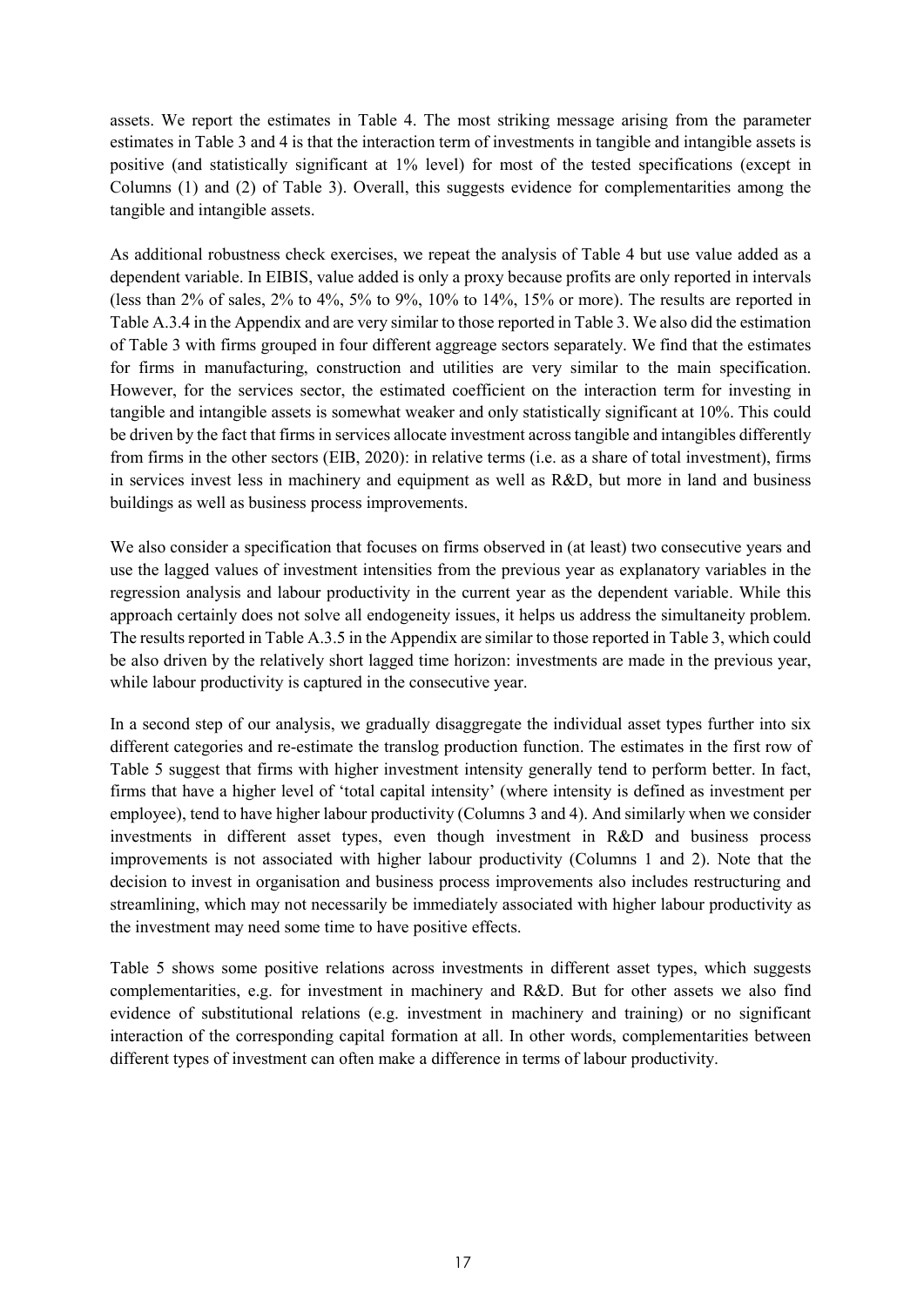assets. We report the estimates in Table 4. The most striking message arising from the parameter estimates in Table 3 and 4 is that the interaction term of investments in tangible and intangible assets is positive (and statistically significant at 1% level) for most of the tested specifications (except in Columns (1) and (2) of Table 3). Overall, this suggests evidence for complementarities among the tangible and intangible assets.

As additional robustness check exercises, we repeat the analysis of Table 4 but use value added as a dependent variable. In EIBIS, value added is only a proxy because profits are only reported in intervals (less than 2% of sales, 2% to 4%, 5% to 9%, 10% to 14%, 15% or more). The results are reported in Table A.3.4 in the Appendix and are very similar to those reported in Table 3. We also did the estimation of Table 3 with firms grouped in four different aggreage sectors separately. We find that the estimates for firms in manufacturing, construction and utilities are very similar to the main specification. However, for the services sector, the estimated coefficient on the interaction term for investing in tangible and intangible assets is somewhat weaker and only statistically significant at 10%. This could be driven by the fact that firms in services allocate investment across tangible and intangibles differently from firms in the other sectors (EIB, 2020): in relative terms (i.e. as a share of total investment), firms in services invest less in machinery and equipment as well as R&D, but more in land and business buildings as well as business process improvements.

We also consider a specification that focuses on firms observed in (at least) two consecutive years and use the lagged values of investment intensities from the previous year as explanatory variables in the regression analysis and labour productivity in the current year as the dependent variable. While this approach certainly does not solve all endogeneity issues, it helps us address the simultaneity problem. The results reported in Table A.3.5 in the Appendix are similar to those reported in Table 3, which could be also driven by the relatively short lagged time horizon: investments are made in the previous year, while labour productivity is captured in the consecutive year.

In a second step of our analysis, we gradually disaggregate the individual asset types further into six different categories and re-estimate the translog production function. The estimates in the first row of Table 5 suggest that firms with higher investment intensity generally tend to perform better. In fact, firms that have a higher level of 'total capital intensity' (where intensity is defined as investment per employee), tend to have higher labour productivity (Columns 3 and 4). And similarly when we consider investments in different asset types, even though investment in R&D and business process improvements is not associated with higher labour productivity (Columns 1 and 2). Note that the decision to invest in organisation and business process improvements also includes restructuring and streamlining, which may not necessarily be immediately associated with higher labour productivity as the investment may need some time to have positive effects.

Table 5 shows some positive relations across investments in different asset types, which suggests complementarities, e.g. for investment in machinery and R&D. But for other assets we also find evidence of substitutional relations (e.g. investment in machinery and training) or no significant interaction of the corresponding capital formation at all. In other words, complementarities between different types of investment can often make a difference in terms of labour productivity.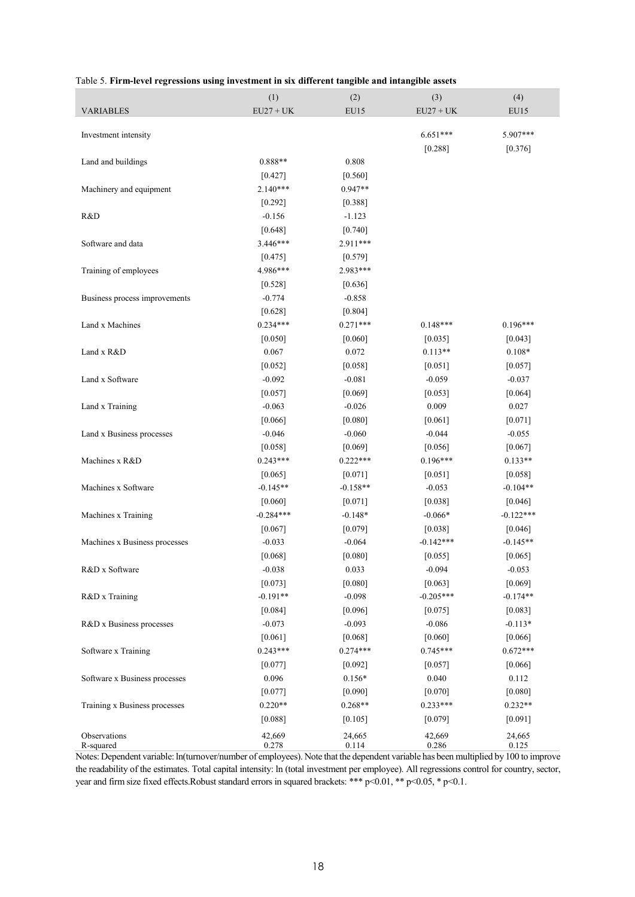Table 5. **Firm-level regressions using investment in six different tangible and intangible assets**

| | (1) | (2) | (3) | (4) |
|---|---|---|---|---|
| VARIABLES | EU27 + UK | EU15 | EU27 + UK | EU15 |
| Investment intensity | | | 6.651*** | 5.907*** |
| | | | [0.288] | [0.376] |
| Land and buildings | 0.888** | 0.808 | | |
| | [0.427] | [0.560] | | |
| Machinery and equipment | 2.140*** | 0.947** | | |
| | [0.292] | [0.388] | | |
| R&D | -0.156 | -1.123 | | |
| | [0.648] | [0.740] | | |
| Software and data | 3.446*** | 2.911*** | | |
| | [0.475] | [0.579] | | |
| Training of employees | 4.986*** | 2.983*** | | |
| | [0.528] | [0.636] | | |
| Business process improvements | -0.774 | -0.858 | | |
| | [0.628] | [0.804] | | |
| Land x Machines | 0.234*** | 0.271*** | 0.148*** | 0.196*** |
| | [0.050] | [0.060] | [0.035] | [0.043] |
| Land x R&D | 0.067 | 0.072 | 0.113** | 0.108* |
| | [0.052] | [0.058] | [0.051] | [0.057] |
| Land x Software | -0.092 | -0.081 | -0.059 | -0.037 |
| | [0.057] | [0.069] | [0.053] | [0.064] |
| Land x Training | -0.063 | -0.026 | 0.009 | 0.027 |
| | [0.066] | [0.080] | [0.061] | [0.071] |
| Land x Business processes | -0.046 | -0.060 | -0.044 | -0.055 |
| | [0.058] | [0.069] | [0.056] | [0.067] |
| Machines x R&D | 0.243*** | 0.222*** | 0.196*** | 0.133** |
| | [0.065] | [0.071] | [0.051] | [0.058] |
| Machines x Software | -0.145** | -0.158** | -0.053 | -0.104** |
| | [0.060] | [0.071] | [0.038] | [0.046] |
| Machines x Training | -0.284*** | -0.148* | -0.066* | -0.122*** |
| | [0.067] | [0.079] | [0.038] | [0.046] |
| Machines x Business processes | -0.033 | -0.064 | -0.142*** | -0.145** |
| | [0.068] | [0.080] | [0.055] | [0.065] |
| R&D x Software | -0.038 | 0.033 | -0.094 | -0.053 |
| | [0.073] | [0.080] | [0.063] | [0.069] |
| R&D x Training | -0.191** | -0.098 | -0.205*** | -0.174** |
| | [0.084] | [0.096] | [0.075] | [0.083] |
| R&D x Business processes | -0.073 | -0.093 | -0.086 | -0.113* |
| | [0.061] | [0.068] | [0.060] | [0.066] |
| Software x Training | 0.243*** | 0.274*** | 0.745*** | 0.672*** |
| | [0.077] | [0.092] | [0.057] | [0.066] |
| Software x Business processes | 0.096 | 0.156* | 0.040 | 0.112 |
| | [0.077] | [0.090] | [0.070] | [0.080] |
| Training x Business processes | 0.220** | 0.268** | 0.233*** | 0.232** |
| | [0.088] | [0.105] | [0.079] | [0.091] |
| Observations | 42,669 | 24,665 | 42,669 | 24,665 |
| R-squared | 0.278 | 0.114 | 0.286 | 0.125 |

Notes: Dependent variable: ln(turnover/number of employees). Note that the dependent variable has been multiplied by 100 to improve the readability of the estimates. Total capital intensity: ln (total investment per employee). All regressions control for country, sector, year and firm size fixed effects.Robust standard errors in squared brackets: *** p<0.01, ** p<0.05, * p<0.1.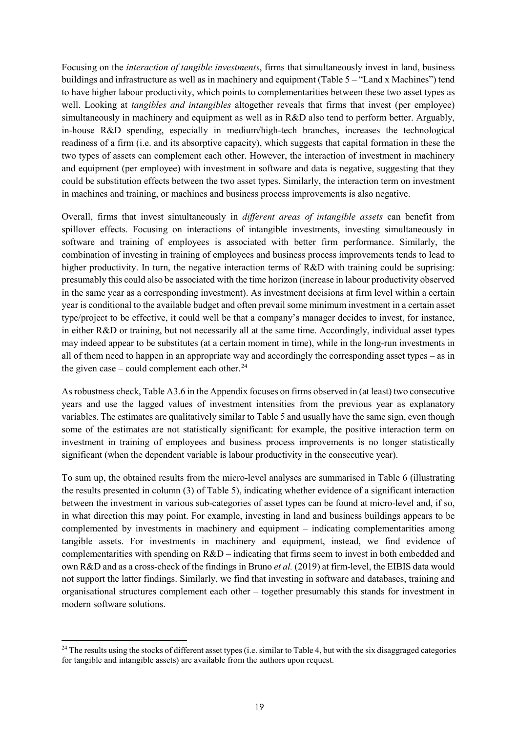Focusing on the *interaction of tangible investments*, firms that simultaneously invest in land, business buildings and infrastructure as well as in machinery and equipment (Table 5 – "Land x Machines") tend to have higher labour productivity, which points to complementarities between these two asset types as well. Looking at *tangibles and intangibles* altogether reveals that firms that invest (per employee) simultaneously in machinery and equipment as well as in R&D also tend to perform better. Arguably, in-house R&D spending, especially in medium/high-tech branches, increases the technological readiness of a firm (i.e. and its absorptive capacity), which suggests that capital formation in these the two types of assets can complement each other. However, the interaction of investment in machinery and equipment (per employee) with investment in software and data is negative, suggesting that they could be substitution effects between the two asset types. Similarly, the interaction term on investment in machines and training, or machines and business process improvements is also negative.

Overall, firms that invest simultaneously in *different areas of intangible assets* can benefit from spillover effects. Focusing on interactions of intangible investments, investing simultaneously in software and training of employees is associated with better firm performance. Similarly, the combination of investing in training of employees and business process improvements tends to lead to higher productivity. In turn, the negative interaction terms of R&D with training could be suprising: presumably this could also be associated with the time horizon (increase in labour productivity observed in the same year as a corresponding investment). As investment decisions at firm level within a certain year is conditional to the available budget and often prevail some minimum investment in a certain asset type/project to be effective, it could well be that a company's manager decides to invest, for instance, in either R&D or training, but not necessarily all at the same time. Accordingly, individual asset types may indeed appear to be substitutes (at a certain moment in time), while in the long-run investments in all of them need to happen in an appropriate way and accordingly the corresponding asset types – as in the given case – could complement each other.[24]

As robustness check, Table A3.6 in the Appendix focuses on firms observed in (at least) two consecutive years and use the lagged values of investment intensities from the previous year as explanatory variables. The estimates are qualitatively similar to Table 5 and usually have the same sign, even though some of the estimates are not statistically significant: for example, the positive interaction term on investment in training of employees and business process improvements is no longer statistically significant (when the dependent variable is labour productivity in the consecutive year).

To sum up, the obtained results from the micro-level analyses are summarised in Table 6 (illustrating the results presented in column (3) of Table 5), indicating whether evidence of a significant interaction between the investment in various sub-categories of asset types can be found at micro-level and, if so, in what direction this may point. For example, investing in land and business buildings appears to be complemented by investments in machinery and equipment – indicating complementarities among tangible assets. For investments in machinery and equipment, instead, we find evidence of complementarities with spending on R&D – indicating that firms seem to invest in both embedded and own R&D and as a cross-check of the findings in Bruno *et al.* (2019) at firm-level, the EIBIS data would not support the latter findings. Similarly, we find that investing in software and databases, training and organisational structures complement each other – together presumably this stands for investment in modern software solutions.

[24] The results using the stocks of different asset types (i.e. similar to Table 4, but with the six disaggraged categories for tangible and intangible assets) are available from the authors upon request.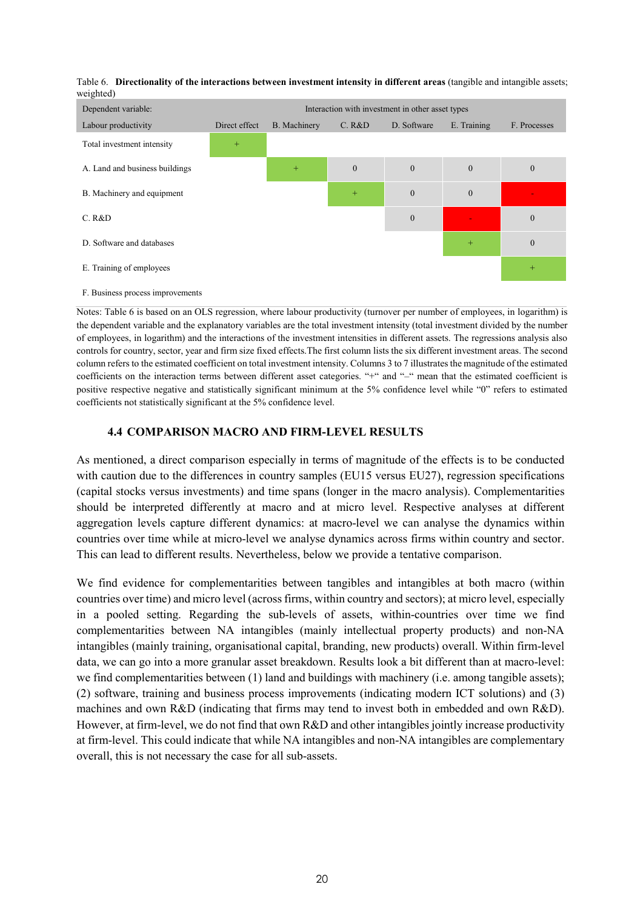Table 6. **Directionality of the interactions between investment intensity in different areas** (tangible and intangible assets; weighted)

| Dependent variable: | Interaction with investment in other asset types | | | | | |
|---|---|---|---|---|---|---|
| Labour productivity | Direct effect | B. Machinery | C. R&D | D. Software | E. Training | F. Processes |
| Total investment intensity | + | | | | | |
| A. Land and business buildings | | + | 0 | 0 | 0 | 0 |
| B. Machinery and equipment | | | + | 0 | 0 | - |
| C. R&D | | | | 0 | - | 0 |
| D. Software and databases | | | | | + | 0 |
| E. Training of employees | | | | | | + |
| F. Business process improvements | | | | | | |

Notes: Table 6 is based on an OLS regression, where labour productivity (turnover per number of employees, in logarithm) is the dependent variable and the explanatory variables are the total investment intensity (total investment divided by the number of employees, in logarithm) and the interactions of the investment intensities in different assets. The regressions analysis also controls for country, sector, year and firm size fixed effects.The first column lists the six different investment areas. The second column refers to the estimated coefficient on total investment intensity. Columns 3 to 7 illustrates the magnitude of the estimated coefficients on the interaction terms between different asset categories. "+" and "–" mean that the estimated coefficient is positive respective negative and statistically significant minimum at the 5% confidence level while "0" refers to estimated coefficients not statistically significant at the 5% confidence level.

### 4.4 COMPARISON MACRO AND FIRM-LEVEL RESULTS

As mentioned, a direct comparison especially in terms of magnitude of the effects is to be conducted with caution due to the differences in country samples (EU15 versus EU27), regression specifications (capital stocks versus investments) and time spans (longer in the macro analysis). Complementarities should be interpreted differently at macro and at micro level. Respective analyses at different aggregation levels capture different dynamics: at macro-level we can analyse the dynamics within countries over time while at micro-level we analyse dynamics across firms within country and sector. This can lead to different results. Nevertheless, below we provide a tentative comparison.

We find evidence for complementarities between tangibles and intangibles at both macro (within countries over time) and micro level (across firms, within country and sectors); at micro level, especially in a pooled setting. Regarding the sub-levels of assets, within-countries over time we find complementarities between NA intangibles (mainly intellectual property products) and non-NA intangibles (mainly training, organisational capital, branding, new products) overall. Within firm-level data, we can go into a more granular asset breakdown. Results look a bit different than at macro-level: we find complementarities between (1) land and buildings with machinery (i.e. among tangible assets); (2) software, training and business process improvements (indicating modern ICT solutions) and (3) machines and own R&D (indicating that firms may tend to invest both in embedded and own R&D). However, at firm-level, we do not find that own R&D and other intangibles jointly increase productivity at firm-level. This could indicate that while NA intangibles and non-NA intangibles are complementary overall, this is not necessary the case for all sub-assets.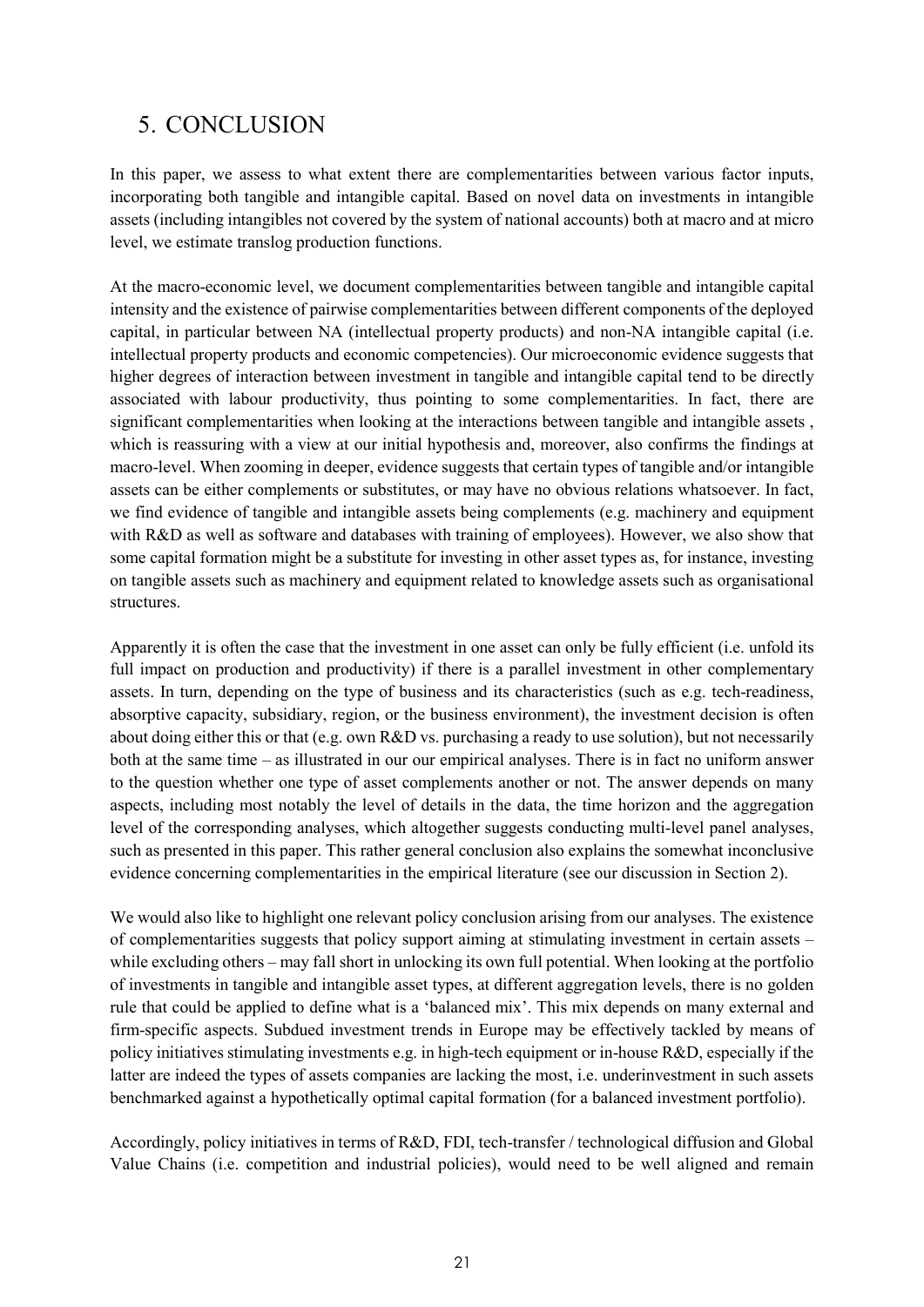## 5. CONCLUSION

In this paper, we assess to what extent there are complementarities between various factor inputs, incorporating both tangible and intangible capital. Based on novel data on investments in intangible assets (including intangibles not covered by the system of national accounts) both at macro and at micro level, we estimate translog production functions.

At the macro-economic level, we document complementarities between tangible and intangible capital intensity and the existence of pairwise complementarities between different components of the deployed capital, in particular between NA (intellectual property products) and non-NA intangible capital (i.e. intellectual property products and economic competencies). Our microeconomic evidence suggests that higher degrees of interaction between investment in tangible and intangible capital tend to be directly associated with labour productivity, thus pointing to some complementarities. In fact, there are significant complementarities when looking at the interactions between tangible and intangible assets , which is reassuring with a view at our initial hypothesis and, moreover, also confirms the findings at macro-level. When zooming in deeper, evidence suggests that certain types of tangible and/or intangible assets can be either complements or substitutes, or may have no obvious relations whatsoever. In fact, we find evidence of tangible and intangible assets being complements (e.g. machinery and equipment with R&D as well as software and databases with training of employees). However, we also show that some capital formation might be a substitute for investing in other asset types as, for instance, investing on tangible assets such as machinery and equipment related to knowledge assets such as organisational structures.

Apparently it is often the case that the investment in one asset can only be fully efficient (i.e. unfold its full impact on production and productivity) if there is a parallel investment in other complementary assets. In turn, depending on the type of business and its characteristics (such as e.g. tech-readiness, absorptive capacity, subsidiary, region, or the business environment), the investment decision is often about doing either this or that (e.g. own R&D vs. purchasing a ready to use solution), but not necessarily both at the same time – as illustrated in our our empirical analyses. There is in fact no uniform answer to the question whether one type of asset complements another or not. The answer depends on many aspects, including most notably the level of details in the data, the time horizon and the aggregation level of the corresponding analyses, which altogether suggests conducting multi-level panel analyses, such as presented in this paper. This rather general conclusion also explains the somewhat inconclusive evidence concerning complementarities in the empirical literature (see our discussion in Section 2).

We would also like to highlight one relevant policy conclusion arising from our analyses. The existence of complementarities suggests that policy support aiming at stimulating investment in certain assets – while excluding others – may fall short in unlocking its own full potential. When looking at the portfolio of investments in tangible and intangible asset types, at different aggregation levels, there is no golden rule that could be applied to define what is a 'balanced mix'. This mix depends on many external and firm-specific aspects. Subdued investment trends in Europe may be effectively tackled by means of policy initiatives stimulating investments e.g. in high-tech equipment or in-house R&D, especially if the latter are indeed the types of assets companies are lacking the most, i.e. underinvestment in such assets benchmarked against a hypothetically optimal capital formation (for a balanced investment portfolio).

Accordingly, policy initiatives in terms of R&D, FDI, tech-transfer / technological diffusion and Global Value Chains (i.e. competition and industrial policies), would need to be well aligned and remain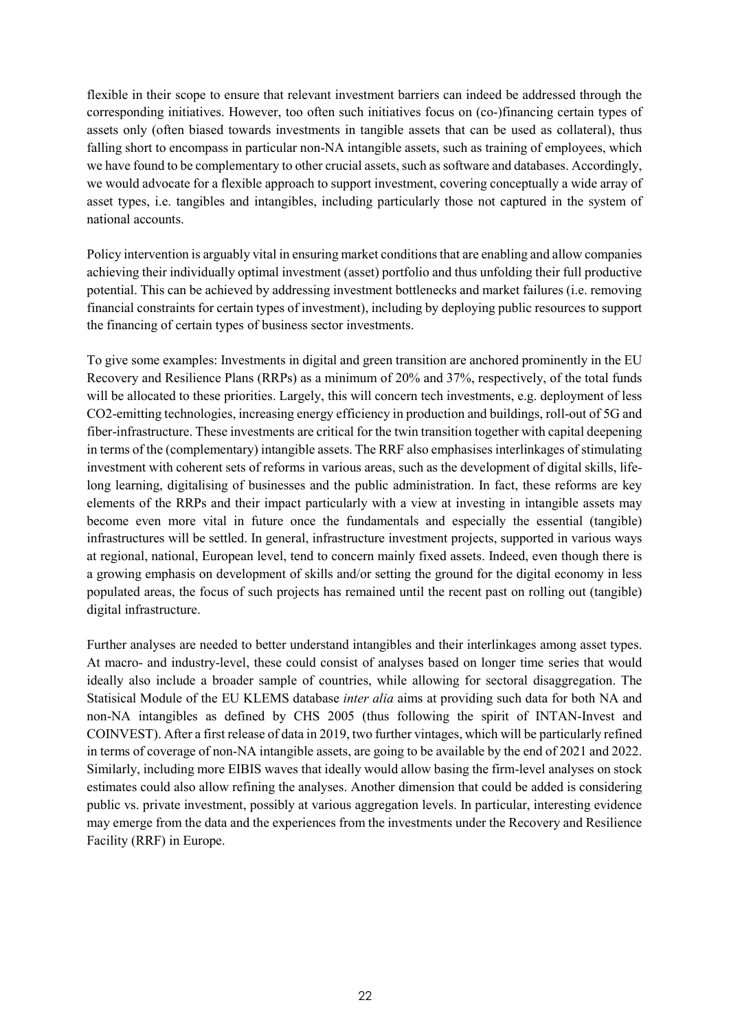flexible in their scope to ensure that relevant investment barriers can indeed be addressed through the corresponding initiatives. However, too often such initiatives focus on (co-)financing certain types of assets only (often biased towards investments in tangible assets that can be used as collateral), thus falling short to encompass in particular non-NA intangible assets, such as training of employees, which we have found to be complementary to other crucial assets, such as software and databases. Accordingly, we would advocate for a flexible approach to support investment, covering conceptually a wide array of asset types, i.e. tangibles and intangibles, including particularly those not captured in the system of national accounts.

Policy intervention is arguably vital in ensuring market conditions that are enabling and allow companies achieving their individually optimal investment (asset) portfolio and thus unfolding their full productive potential. This can be achieved by addressing investment bottlenecks and market failures (i.e. removing financial constraints for certain types of investment), including by deploying public resources to support the financing of certain types of business sector investments.

To give some examples: Investments in digital and green transition are anchored prominently in the EU Recovery and Resilience Plans (RRPs) as a minimum of 20% and 37%, respectively, of the total funds will be allocated to these priorities. Largely, this will concern tech investments, e.g. deployment of less $CO_2$-emitting technologies, increasing energy efficiency in production and buildings, roll-out of 5G and fiber-infrastructure. These investments are critical for the twin transition together with capital deepening in terms of the (complementary) intangible assets. The RRF also emphasises interlinkages of stimulating investment with coherent sets of reforms in various areas, such as the development of digital skills, life-long learning, digitalising of businesses and the public administration. In fact, these reforms are key elements of the RRPs and their impact particularly with a view at investing in intangible assets may become even more vital in future once the fundamentals and especially the essential (tangible) infrastructures will be settled. In general, infrastructure investment projects, supported in various ways at regional, national, European level, tend to concern mainly fixed assets. Indeed, even though there is a growing emphasis on development of skills and/or setting the ground for the digital economy in less populated areas, the focus of such projects has remained until the recent past on rolling out (tangible) digital infrastructure.

Further analyses are needed to better understand intangibles and their interlinkages among asset types. At macro- and industry-level, these could consist of analyses based on longer time series that would ideally also include a broader sample of countries, while allowing for sectoral disaggregation. The Statisical Module of the EU KLEMS database *inter alia* aims at providing such data for both NA and non-NA intangibles as defined by CHS 2005 (thus following the spirit of INTAN-Invest and COINVEST). After a first release of data in 2019, two further vintages, which will be particularly refined in terms of coverage of non-NA intangible assets, are going to be available by the end of 2021 and 2022. Similarly, including more EIBIS waves that ideally would allow basing the firm-level analyses on stock estimates could also allow refining the analyses. Another dimension that could be added is considering public vs. private investment, possibly at various aggregation levels. In particular, interesting evidence may emerge from the data and the experiences from the investments under the Recovery and Resilience Facility (RRF) in Europe.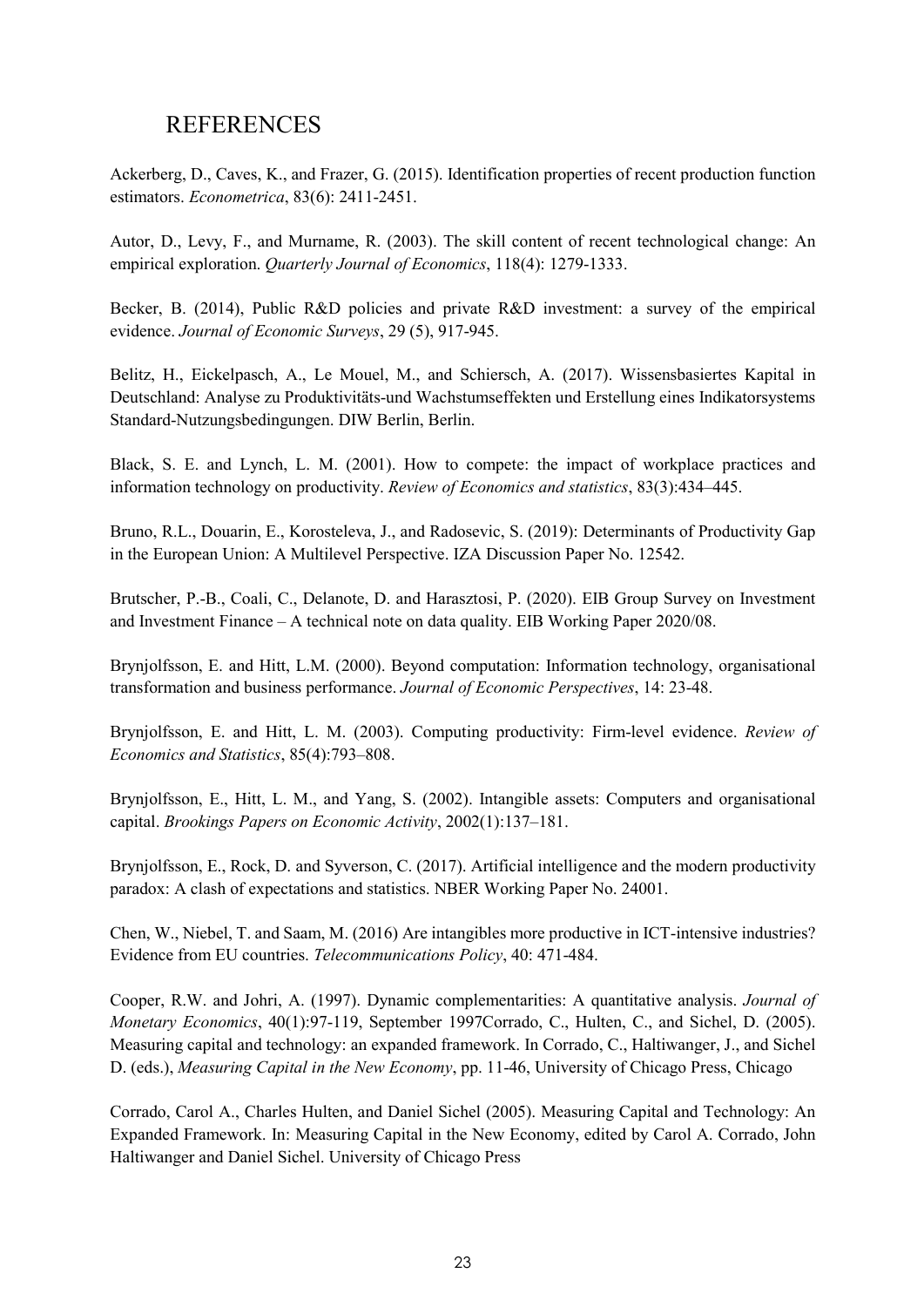# REFERENCES

Ackerberg, D., Caves, K., and Frazer, G. (2015). Identification properties of recent production function estimators. *Econometrica*, 83(6): 2411-2451.

Autor, D., Levy, F., and Murname, R. (2003). The skill content of recent technological change: An empirical exploration. *Quarterly Journal of Economics*, 118(4): 1279-1333.

Becker, B. (2014), Public R&D policies and private R&D investment: a survey of the empirical evidence. *Journal of Economic Surveys*, 29 (5), 917-945.

Belitz, H., Eickelpasch, A., Le Mouel, M., and Schiersch, A. (2017). Wissensbasiertes Kapital in Deutschland: Analyse zu Produktivitäts-und Wachstumseffekten und Erstellung eines Indikatorsystems Standard-Nutzungsbedingungen. DIW Berlin, Berlin.

Black, S. E. and Lynch, L. M. (2001). How to compete: the impact of workplace practices and information technology on productivity. *Review of Economics and statistics*, 83(3):434–445.

Bruno, R.L., Douarin, E., Korosteleva, J., and Radosevic, S. (2019): Determinants of Productivity Gap in the European Union: A Multilevel Perspective. IZA Discussion Paper No. 12542.

Brutscher, P.-B., Coali, C., Delanote, D. and Harasztosi, P. (2020). EIB Group Survey on Investment and Investment Finance – A technical note on data quality. EIB Working Paper 2020/08.

Brynjolfsson, E. and Hitt, L.M. (2000). Beyond computation: Information technology, organisational transformation and business performance. *Journal of Economic Perspectives*, 14: 23-48.

Brynjolfsson, E. and Hitt, L. M. (2003). Computing productivity: Firm-level evidence. *Review of Economics and Statistics*, 85(4):793–808.

Brynjolfsson, E., Hitt, L. M., and Yang, S. (2002). Intangible assets: Computers and organisational capital. *Brookings Papers on Economic Activity*, 2002(1):137–181.

Brynjolfsson, E., Rock, D. and Syverson, C. (2017). Artificial intelligence and the modern productivity paradox: A clash of expectations and statistics. NBER Working Paper No. 24001.

Chen, W., Niebel, T. and Saam, M. (2016) Are intangibles more productive in ICT-intensive industries? Evidence from EU countries. *Telecommunications Policy*, 40: 471-484.

Cooper, R.W. and Johri, A. (1997). Dynamic complementarities: A quantitative analysis. *Journal of Monetary Economics*, 40(1):97-119, September 1997Corrado, C., Hulten, C., and Sichel, D. (2005). Measuring capital and technology: an expanded framework. In Corrado, C., Haltiwanger, J., and Sichel D. (eds.), *Measuring Capital in the New Economy*, pp. 11-46, University of Chicago Press, Chicago

Corrado, Carol A., Charles Hulten, and Daniel Sichel (2005). Measuring Capital and Technology: An Expanded Framework. In: Measuring Capital in the New Economy, edited by Carol A. Corrado, John Haltiwanger and Daniel Sichel. University of Chicago Press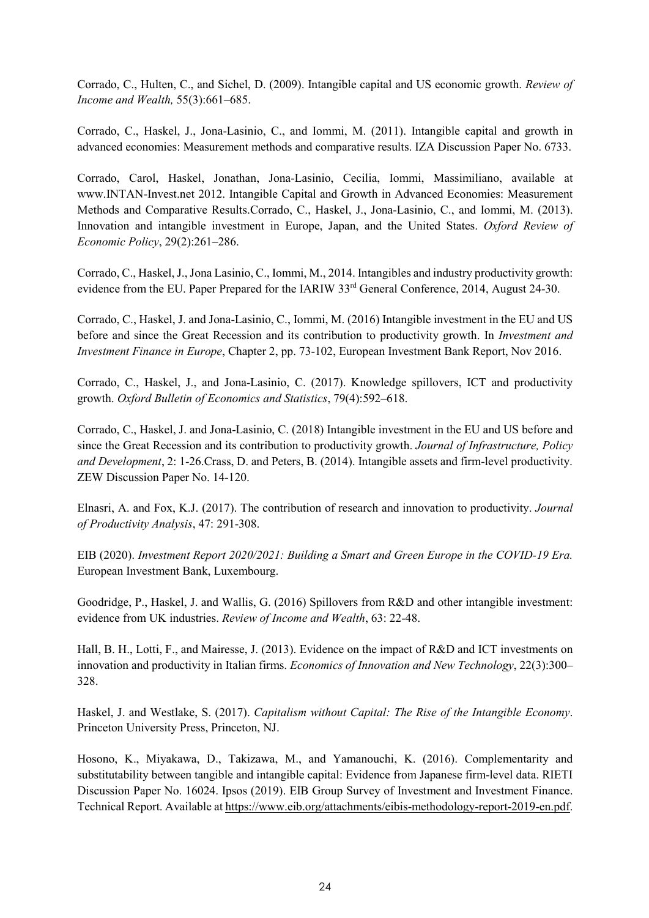Corrado, C., Hulten, C., and Sichel, D. (2009). Intangible capital and US economic growth. *Review of Income and Wealth,* 55(3):661–685.

Corrado, C., Haskel, J., Jona-Lasinio, C., and Iommi, M. (2011). Intangible capital and growth in advanced economies: Measurement methods and comparative results. IZA Discussion Paper No. 6733.

Corrado, Carol, Haskel, Jonathan, Jona-Lasinio, Cecilia, Iommi, Massimiliano, available at www.INTAN-Invest.net 2012. Intangible Capital and Growth in Advanced Economies: Measurement Methods and Comparative Results.Corrado, C., Haskel, J., Jona-Lasinio, C., and Iommi, M. (2013). Innovation and intangible investment in Europe, Japan, and the United States. *Oxford Review of Economic Policy*, 29(2):261–286.

Corrado, C., Haskel, J., Jona Lasinio, C., Iommi, M., 2014. Intangibles and industry productivity growth: evidence from the EU. Paper Prepared for the IARIW 33rd General Conference, 2014, August 24-30.

Corrado, C., Haskel, J. and Jona-Lasinio, C., Iommi, M. (2016) Intangible investment in the EU and US before and since the Great Recession and its contribution to productivity growth. In *Investment and Investment Finance in Europe*, Chapter 2, pp. 73-102, European Investment Bank Report, Nov 2016.

Corrado, C., Haskel, J., and Jona-Lasinio, C. (2017). Knowledge spillovers, ICT and productivity growth. *Oxford Bulletin of Economics and Statistics*, 79(4):592–618.

Corrado, C., Haskel, J. and Jona-Lasinio, C. (2018) Intangible investment in the EU and US before and since the Great Recession and its contribution to productivity growth. *Journal of Infrastructure, Policy and Development*, 2: 1-26.Crass, D. and Peters, B. (2014). Intangible assets and firm-level productivity. ZEW Discussion Paper No. 14-120.

Elnasri, A. and Fox, K.J. (2017). The contribution of research and innovation to productivity. *Journal of Productivity Analysis*, 47: 291-308.

EIB (2020). *Investment Report 2020/2021: Building a Smart and Green Europe in the COVID-19 Era.* European Investment Bank, Luxembourg.

Goodridge, P., Haskel, J. and Wallis, G. (2016) Spillovers from R&D and other intangible investment: evidence from UK industries. *Review of Income and Wealth*, 63: 22-48.

Hall, B. H., Lotti, F., and Mairesse, J. (2013). Evidence on the impact of R&D and ICT investments on innovation and productivity in Italian firms. *Economics of Innovation and New Technology*, 22(3):300–328.

Haskel, J. and Westlake, S. (2017). *Capitalism without Capital: The Rise of the Intangible Economy*. Princeton University Press, Princeton, NJ.

Hosono, K., Miyakawa, D., Takizawa, M., and Yamanouchi, K. (2016). Complementarity and substitutability between tangible and intangible capital: Evidence from Japanese firm-level data. RIETI Discussion Paper No. 16024. Ipsos (2019). EIB Group Survey of Investment and Investment Finance. Technical Report. Available at https://www.eib.org/attachments/eibis-methodology-report-2019-en.pdf.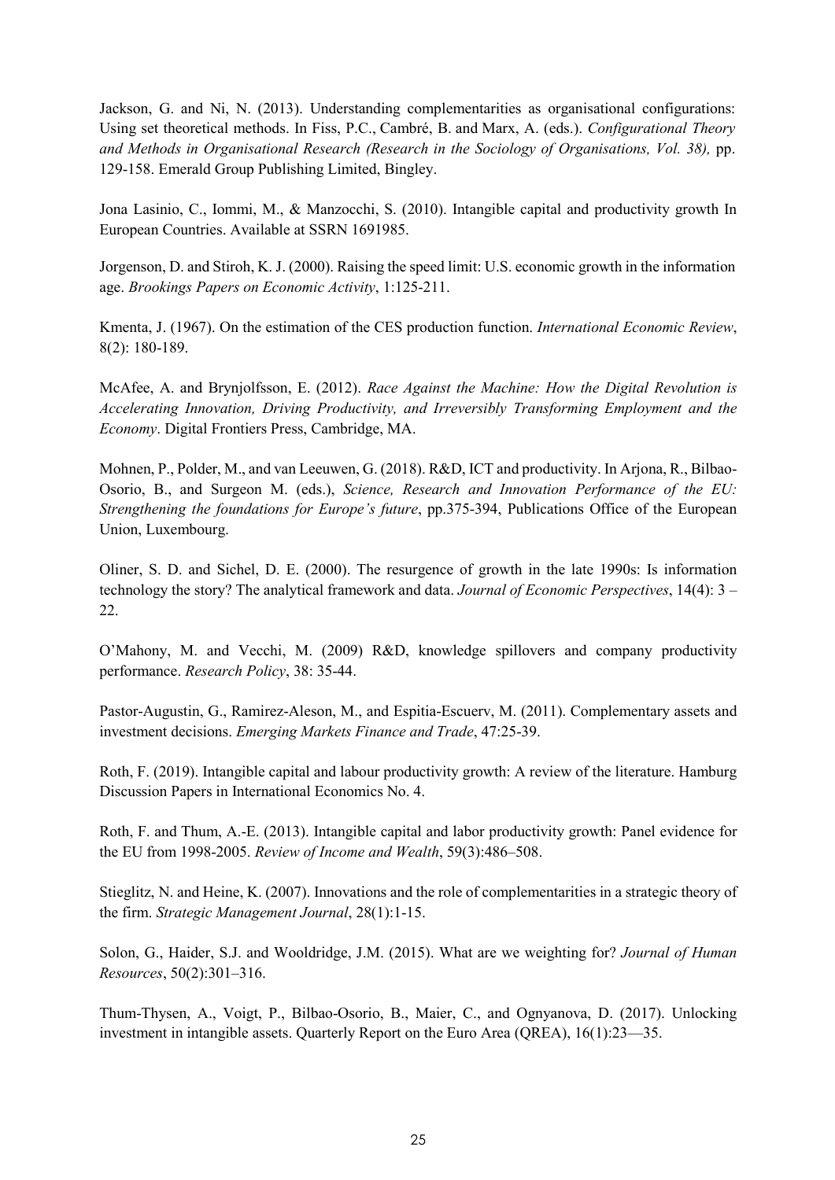Jackson, G. and Ni, N. (2013). Understanding complementarities as organisational configurations: Using set theoretical methods. In Fiss, P.C., Cambré, B. and Marx, A. (eds.). *Configurational Theory and Methods in Organisational Research (Research in the Sociology of Organisations, Vol. 38),* pp. 129-158. Emerald Group Publishing Limited, Bingley.

Jona Lasinio, C., Iommi, M., & Manzocchi, S. (2010). Intangible capital and productivity growth In European Countries. Available at SSRN 1691985.

Jorgenson, D. and Stiroh, K. J. (2000). Raising the speed limit: U.S. economic growth in the information age. *Brookings Papers on Economic Activity*, 1:125-211.

Kmenta, J. (1967). On the estimation of the CES production function. *International Economic Review*, 8(2): 180-189.

McAfee, A. and Brynjolfsson, E. (2012). *Race Against the Machine: How the Digital Revolution is Accelerating Innovation, Driving Productivity, and Irreversibly Transforming Employment and the Economy*. Digital Frontiers Press, Cambridge, MA.

Mohnen, P., Polder, M., and van Leeuwen, G. (2018). R&D, ICT and productivity. In Arjona, R., Bilbao-Osorio, B., and Surgeon M. (eds.), *Science, Research and Innovation Performance of the EU: Strengthening the foundations for Europe's future*, pp.375-394, Publications Office of the European Union, Luxembourg.

Oliner, S. D. and Sichel, D. E. (2000). The resurgence of growth in the late 1990s: Is information technology the story? The analytical framework and data. *Journal of Economic Perspectives*, 14(4): 3 – 22.

O'Mahony, M. and Vecchi, M. (2009) R&D, knowledge spillovers and company productivity performance. *Research Policy*, 38: 35-44.

Pastor-Augustin, G., Ramirez-Aleson, M., and Espitia-Escuerv, M. (2011). Complementary assets and investment decisions. *Emerging Markets Finance and Trade*, 47:25-39.

Roth, F. (2019). Intangible capital and labour productivity growth: A review of the literature. Hamburg Discussion Papers in International Economics No. 4.

Roth, F. and Thum, A.-E. (2013). Intangible capital and labor productivity growth: Panel evidence for the EU from 1998-2005. *Review of Income and Wealth*, 59(3):486–508.

Stieglitz, N. and Heine, K. (2007). Innovations and the role of complementarities in a strategic theory of the firm. *Strategic Management Journal*, 28(1):1-15.

Solon, G., Haider, S.J. and Wooldridge, J.M. (2015). What are we weighting for? *Journal of Human Resources*, 50(2):301–316.

Thum-Thysen, A., Voigt, P., Bilbao-Osorio, B., Maier, C., and Ognyanova, D. (2017). Unlocking investment in intangible assets. Quarterly Report on the Euro Area (QREA), 16(1):23—35.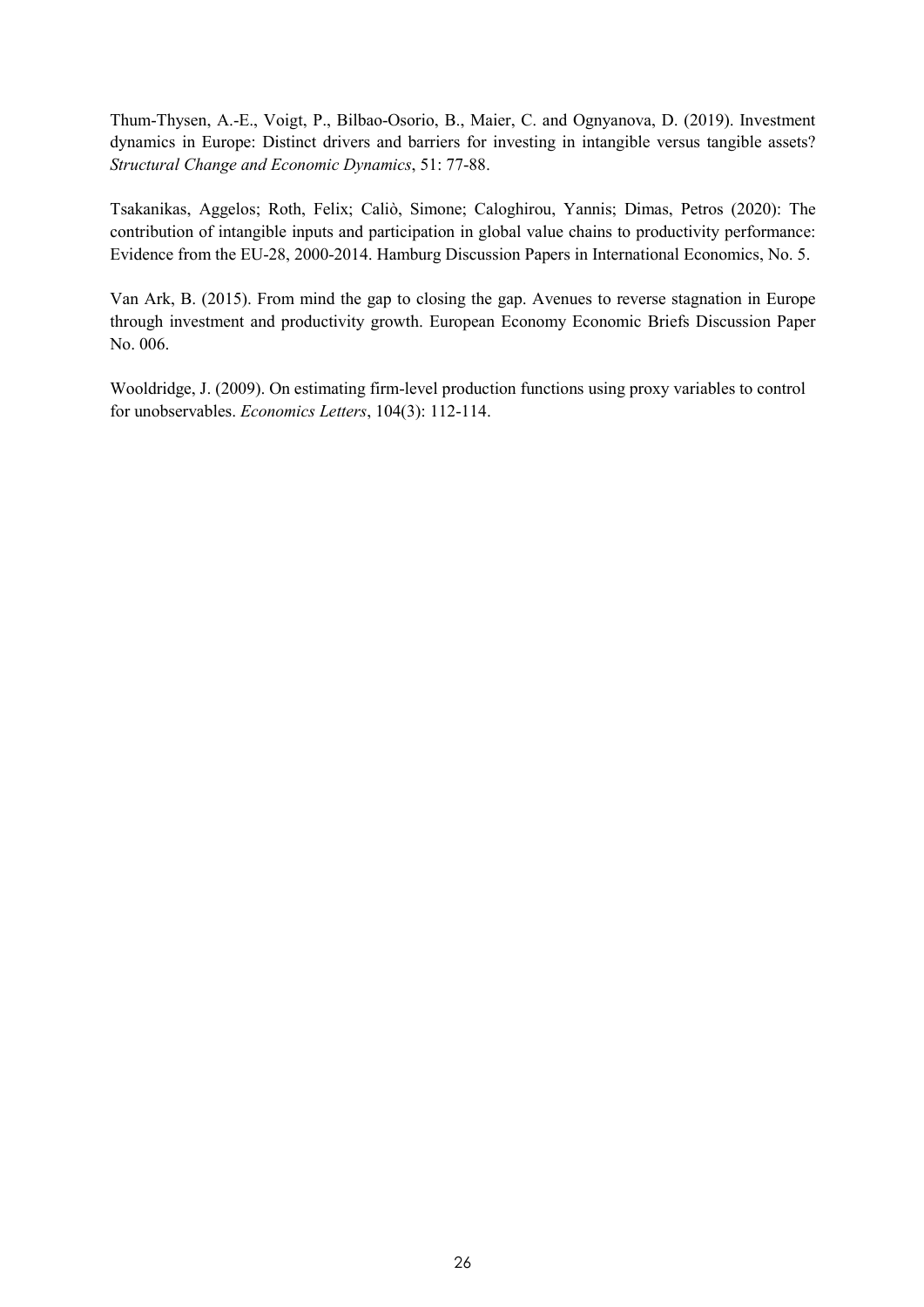Thum-Thysen, A.-E., Voigt, P., Bilbao-Osorio, B., Maier, C. and Ognyanova, D. (2019). Investment dynamics in Europe: Distinct drivers and barriers for investing in intangible versus tangible assets? *Structural Change and Economic Dynamics*, 51: 77-88.

Tsakanikas, Aggelos; Roth, Felix; Caliò, Simone; Caloghirou, Yannis; Dimas, Petros (2020): The contribution of intangible inputs and participation in global value chains to productivity performance: Evidence from the EU-28, 2000-2014. Hamburg Discussion Papers in International Economics, No. 5.

Van Ark, B. (2015). From mind the gap to closing the gap. Avenues to reverse stagnation in Europe through investment and productivity growth. European Economy Economic Briefs Discussion Paper No. 006.

Wooldridge, J. (2009). On estimating firm-level production functions using proxy variables to control for unobservables. *Economics Letters*, 104(3): 112-114.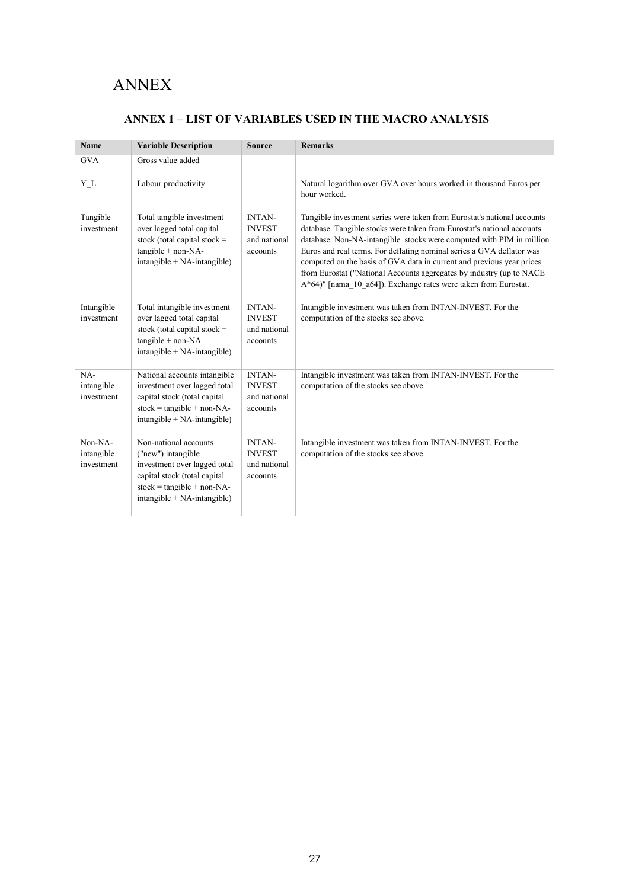# ANNEX

## ANNEX 1 – LIST OF VARIABLES USED IN THE MACRO ANALYSIS

| Name | Variable Description | Source | Remarks |
|---|---|---|---|
| GVA | Gross value added | | |
| Y_L | Labour productivity | | Natural logarithm over GVA over hours worked in thousand Euros per hour worked. |
| Tangible investment | Total tangible investment over lagged total capital stock (total capital stock = tangible + non-NA-intangible + NA-intangible) | INTAN-INVEST and national accounts | Tangible investment series were taken from Eurostat's national accounts database. Tangible stocks were taken from Eurostat's national accounts database. Non-NA-intangible stocks were computed with PIM in million Euros and real terms. For deflating nominal series a GVA deflator was computed on the basis of GVA data in current and previous year prices from Eurostat ("National Accounts aggregates by industry (up to NACE A*64)" [nama_10_a64]). Exchange rates were taken from Eurostat. |
| Intangible investment | Total intangible investment over lagged total capital stock (total capital stock = tangible + non-NA intangible + NA-intangible) | INTAN-INVEST and national accounts | Intangible investment was taken from INTAN-INVEST. For the computation of the stocks see above. |
| NA-intangible investment | National accounts intangible investment over lagged total capital stock (total capital stock = tangible + non-NA-intangible + NA-intangible) | INTAN-INVEST and national accounts | Intangible investment was taken from INTAN-INVEST. For the computation of the stocks see above. |
| Non-NA-intangible investment | Non-national accounts ("new") intangible investment over lagged total capital stock (total capital stock = tangible + non-NA-intangible + NA-intangible) | INTAN-INVEST and national accounts | Intangible investment was taken from INTAN-INVEST. For the computation of the stocks see above. |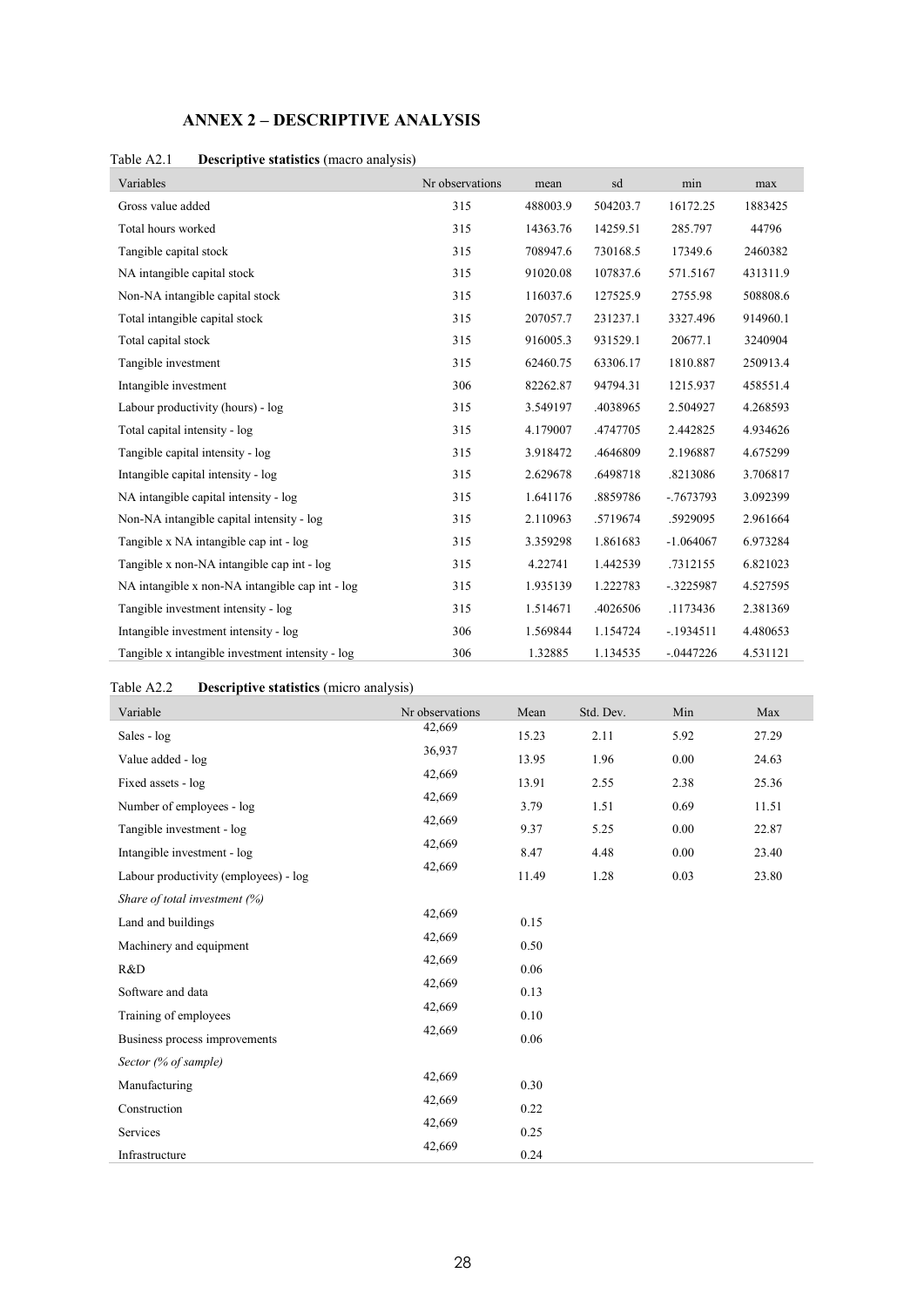## ANNEX 2 – DESCRIPTIVE ANALYSIS

Table A2.1 **Descriptive statistics** (macro analysis)

| Variables | Nr observations | mean | sd | min | max |
|---|---|---|---|---|---|
| Gross value added | 315 | 488003.9 | 504203.7 | 16172.25 | 1883425 |
| Total hours worked | 315 | 14363.76 | 14259.51 | 285.797 | 44796 |
| Tangible capital stock | 315 | 708947.6 | 730168.5 | 17349.6 | 2460382 |
| NA intangible capital stock | 315 | 91020.08 | 107837.6 | 571.5167 | 431311.9 |
| Non-NA intangible capital stock | 315 | 116037.6 | 127525.9 | 2755.98 | 508808.6 |
| Total intangible capital stock | 315 | 207057.7 | 231237.1 | 3327.496 | 914960.1 |
| Total capital stock | 315 | 916005.3 | 931529.1 | 20677.1 | 3240904 |
| Tangible investment | 315 | 62460.75 | 63306.17 | 1810.887 | 250913.4 |
| Intangible investment | 306 | 82262.87 | 94794.31 | 1215.937 | 458551.4 |
| Labour productivity (hours) - log | 315 | 3.549197 | .4038965 | 2.504927 | 4.268593 |
| Total capital intensity - log | 315 | 4.179007 | .4747705 | 2.442825 | 4.934626 |
| Tangible capital intensity - log | 315 | 3.918472 | .4646809 | 2.196887 | 4.675299 |
| Intangible capital intensity - log | 315 | 2.629678 | .6498718 | .8213086 | 3.706817 |
| NA intangible capital intensity - log | 315 | 1.641176 | .8859786 | -.7673793 | 3.092399 |
| Non-NA intangible capital intensity - log | 315 | 2.110963 | .5719674 | .5929095 | 2.961664 |
| Tangible x NA intangible cap int - log | 315 | 3.359298 | 1.861683 | -1.064067 | 6.973284 |
| Tangible x non-NA intangible cap int - log | 315 | 4.22741 | 1.442539 | .7312155 | 6.821023 |
| NA intangible x non-NA intangible cap int - log | 315 | 1.935139 | 1.222783 | -.3225987 | 4.527595 |
| Tangible investment intensity - log | 315 | 1.514671 | .4026506 | .1173436 | 2.381369 |
| Intangible investment intensity - log | 306 | 1.569844 | 1.154724 | -.1934511 | 4.480653 |
| Tangible x intangible investment intensity - log | 306 | 1.32885 | 1.134535 | -.0447226 | 4.531121 |

Table A2.2 **Descriptive statistics** (micro analysis)

| Variable | Nr observations | Mean | Std. Dev. | Min | Max |
|---|---|---|---|---|---|
| Sales - log | 42,669 | 15.23 | 2.11 | 5.92 | 27.29 |
| Value added - log | 36,937 | 13.95 | 1.96 | 0.00 | 24.63 |
| Fixed assets - log | 42,669 | 13.91 | 2.55 | 2.38 | 25.36 |
| Number of employees - log | 42,669 | 3.79 | 1.51 | 0.69 | 11.51 |
| Tangible investment - log | 42,669 | 9.37 | 5.25 | 0.00 | 22.87 |
| Intangible investment - log | 42,669 | 8.47 | 4.48 | 0.00 | 23.40 |
| Labour productivity (employees) - log | 42,669 | 11.49 | 1.28 | 0.03 | 23.80 |
| *Share of total investment (%)* | | | | | |
| Land and buildings | 42,669 | 0.15 | | | |
| Machinery and equipment | 42,669 | 0.50 | | | |
| R&D | 42,669 | 0.06 | | | |
| Software and data | 42,669 | 0.13 | | | |
| Training of employees | 42,669 | 0.10 | | | |
| Business process improvements | 42,669 | 0.06 | | | |
| *Sector (% of sample)* | | | | | |
| Manufacturing | 42,669 | 0.30 | | | |
| Construction | 42,669 | 0.22 | | | |
| Services | 42,669 | 0.25 | | | |
| Infrastructure | 42,669 | 0.24 | | | |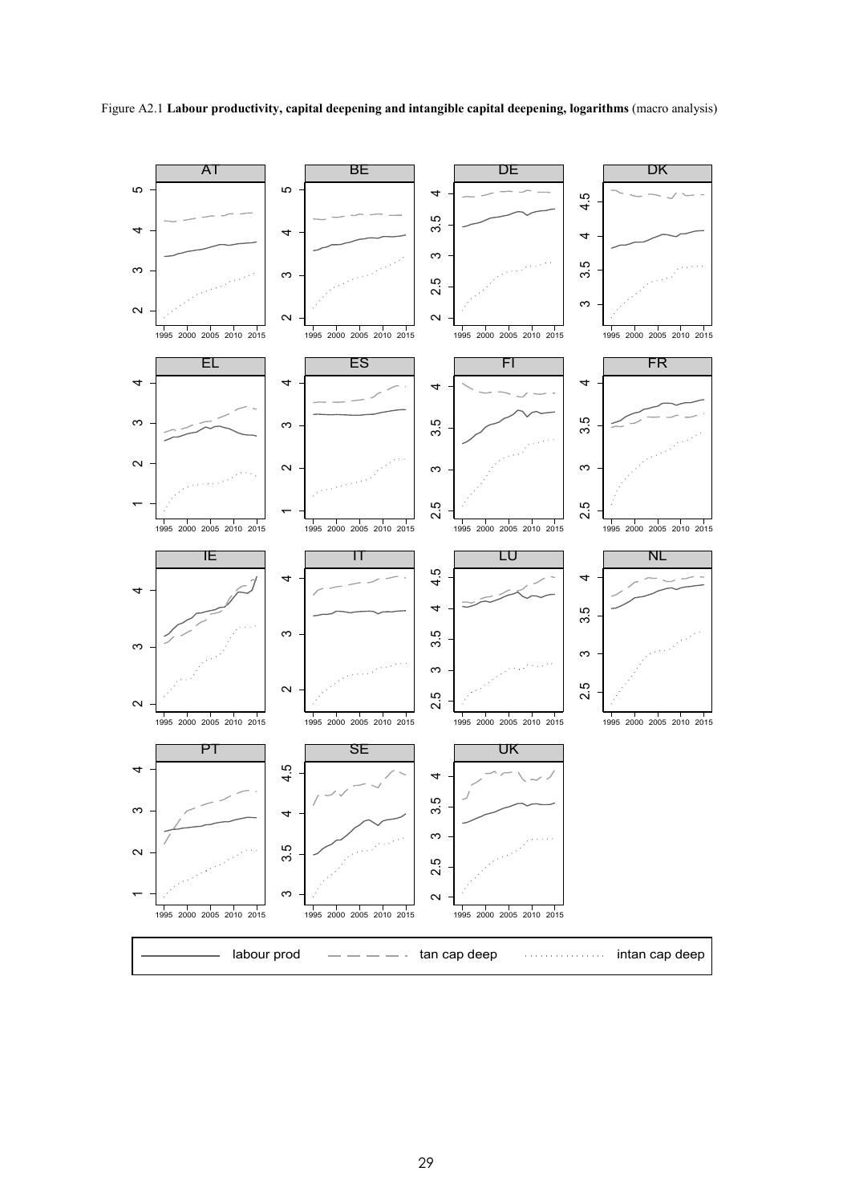Figure A2.1 **Labour productivity, capital deepening and intangible capital deepening, logarithms** (macro analysis)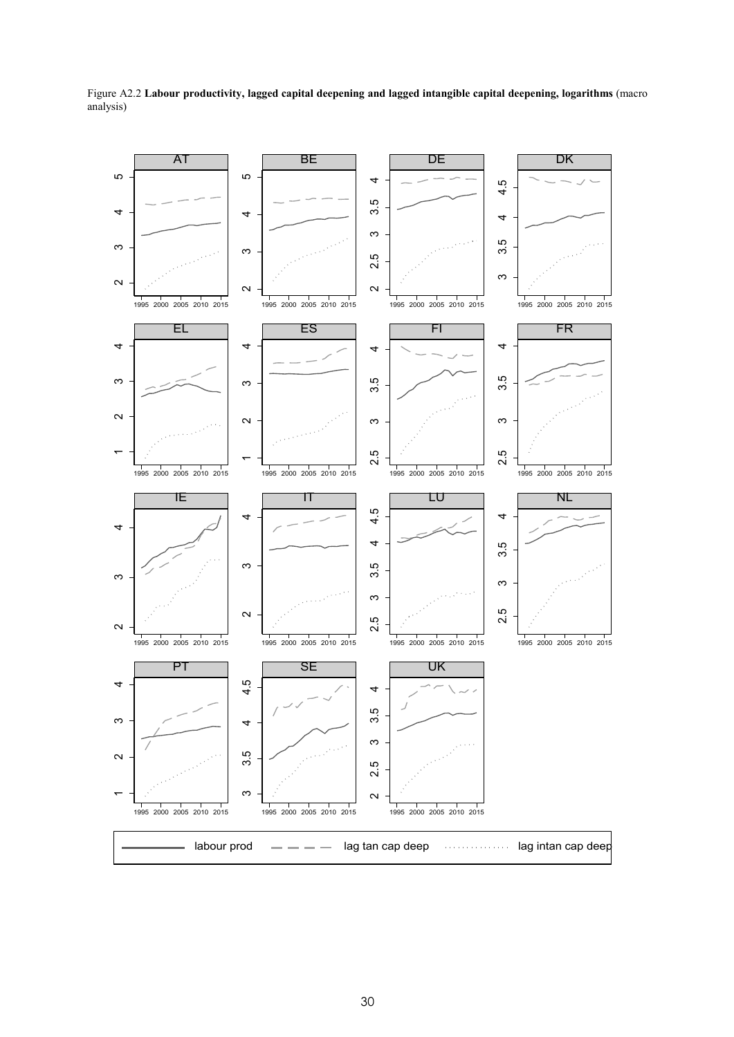Figure A2.2 **Labour productivity, lagged capital deepening and lagged intangible capital deepening, logarithms** (macro analysis)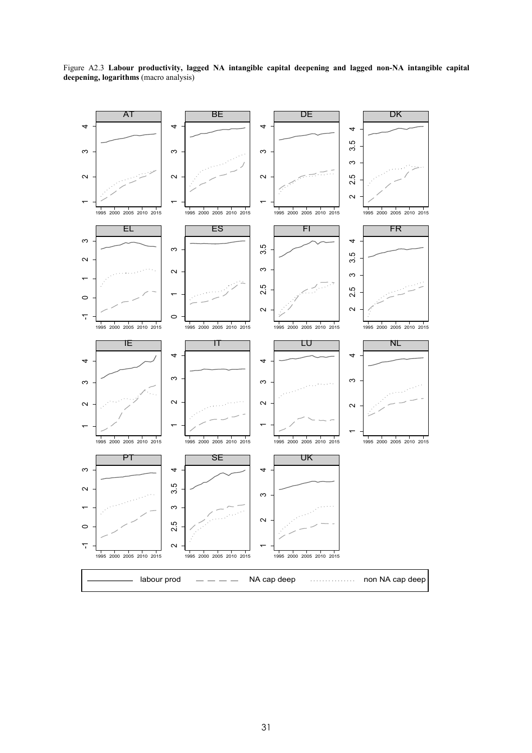Figure A2.3 **Labour productivity, lagged NA intangible capital deepening and lagged non-NA intangible capital deepening, logarithms** (macro analysis)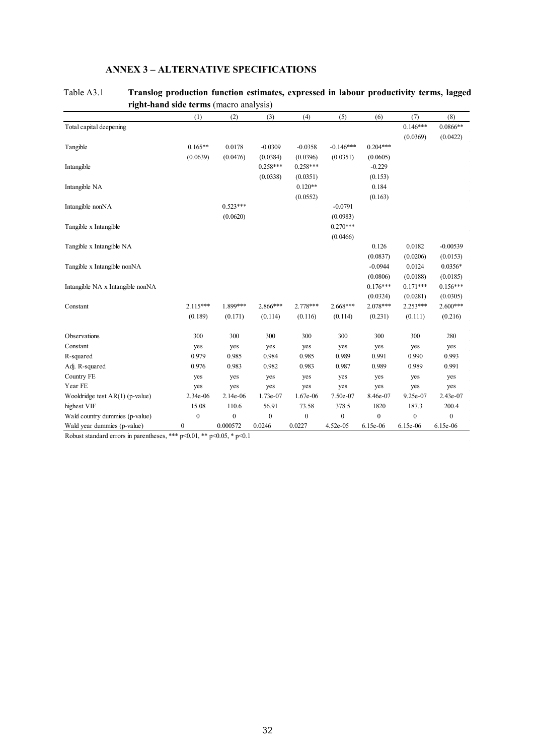## ANNEX 3 – ALTERNATIVE SPECIFICATIONS

Table A3.1 **Translog production function estimates, expressed in labour productivity terms, lagged right-hand side terms** (macro analysis)

| | (1) | (2) | (3) | (4) | (5) | (6) | (7) | (8) |
|---|---|---|---|---|---|---|---|---|
| Total capital deepening | | | | | | | 0.146*** | 0.0866** |
| | | | | | | | (0.0369) | (0.0422) |
| Tangible | 0.165** | 0.0178 | -0.0309 | -0.0358 | -0.146*** | 0.204*** | | |
| | (0.0639) | (0.0476) | (0.0384) | (0.0396) | (0.0351) | (0.0605) | | |
| Intangible | | | 0.258*** | 0.258*** | | -0.229 | | |
| | | | (0.0338) | (0.0351) | | (0.153) | | |
| Intangible NA | | | | 0.120** | | 0.184 | | |
| | | | | (0.0552) | | (0.163) | | |
| Intangible nonNA | | 0.523*** | | | -0.0791 | | | |
| | | (0.0620) | | | (0.0983) | | | |
| Tangible x Intangible | | | | | 0.270*** | | | |
| | | | | | (0.0466) | | | |
| Tangible x Intangible NA | | | | | | 0.126 | 0.0182 | -0.00539 |
| | | | | | | (0.0837) | (0.0206) | (0.0153) |
| Tangible x Intangible nonNA | | | | | | -0.0944 | 0.0124 | 0.0356* |
| | | | | | | (0.0806) | (0.0188) | (0.0185) |
| Intangible NA x Intangible nonNA | | | | | | 0.176*** | 0.171*** | 0.156*** |
| | | | | | | (0.0324) | (0.0281) | (0.0305) |
| Constant | 2.115*** | 1.899*** | 2.866*** | 2.778*** | 2.668*** | 2.078*** | 2.253*** | 2.600*** |
| | (0.189) | (0.171) | (0.114) | (0.116) | (0.114) | (0.231) | (0.111) | (0.216) |
| Observations | 300 | 300 | 300 | 300 | 300 | 300 | 300 | 280 |
| Constant | yes | yes | yes | yes | yes | yes | yes | yes |
| R-squared | 0.979 | 0.985 | 0.984 | 0.985 | 0.989 | 0.991 | 0.990 | 0.993 |
| Adj. R-squared | 0.976 | 0.983 | 0.982 | 0.983 | 0.987 | 0.989 | 0.989 | 0.991 |
| Country FE | yes | yes | yes | yes | yes | yes | yes | yes |
| Year FE | yes | yes | yes | yes | yes | yes | yes | yes |
| Wooldridge test AR(1) (p-value) | 2.34e-06 | 2.14e-06 | 1.73e-07 | 1.67e-06 | 7.50e-07 | 8.46e-07 | 9.25e-07 | 2.43e-07 |
| highest VIF | 15.08 | 110.6 | 56.91 | 73.58 | 378.5 | 1820 | 187.3 | 200.4 |
| Wald country dummies (p-value) | 0 | 0 | 0 | 0 | 0 | 0 | 0 | 0 |
| Wald year dummies (p-value) | 0 | 0.000572 | 0.0246 | 0.0227 | 4.52e-05 | 6.15e-06 | 6.15e-06 | 6.15e-06 |

Robust standard errors in parentheses, *** p<0.01, ** p<0.05, * p<0.1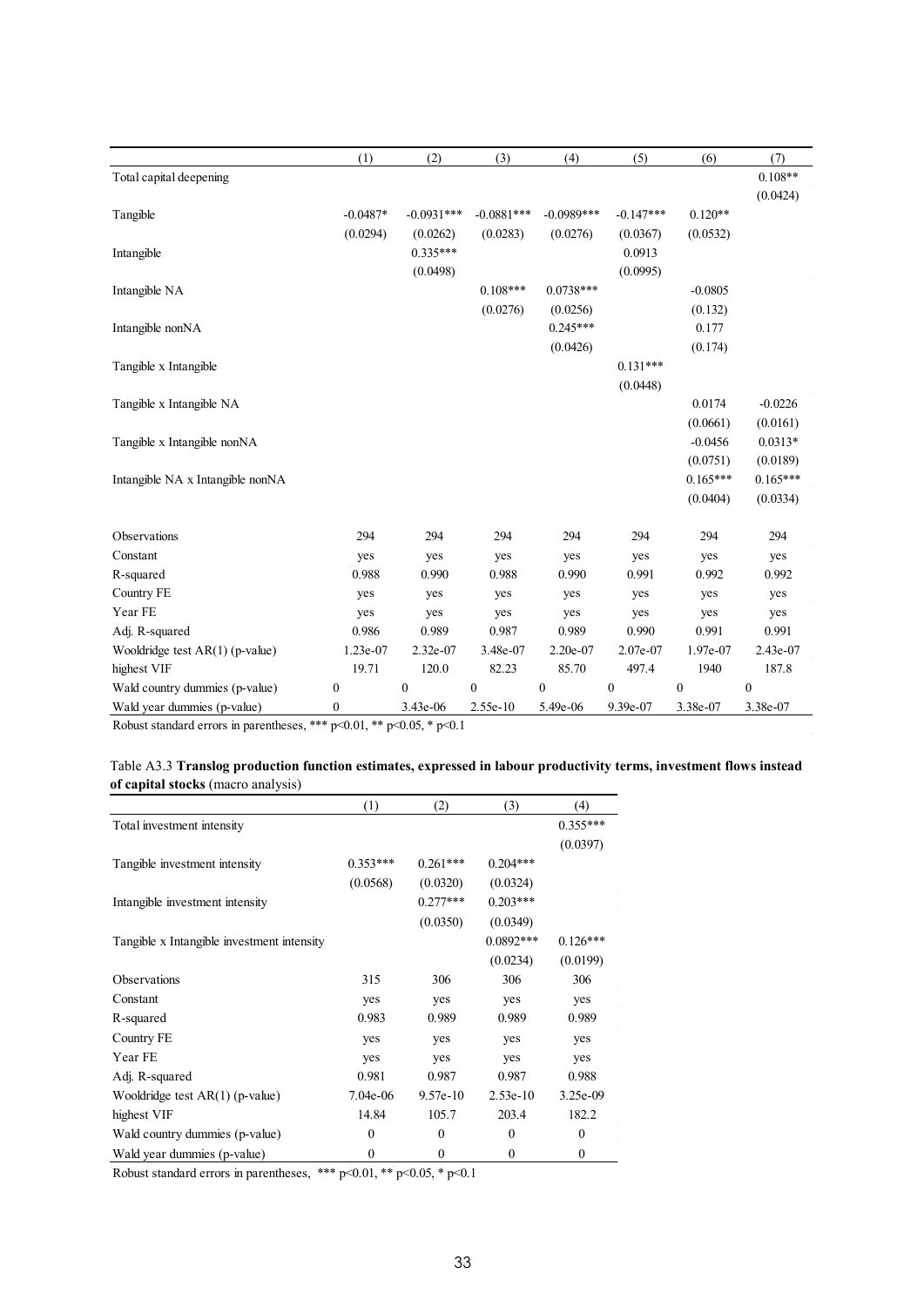| | (1) | (2) | (3) | (4) | (5) | (6) | (7) |
|---|---|---|---|---|---|---|---|
| Total capital deepening | | | | | | | 0.108** |
| | | | | | | | (0.0424) |
| Tangible | -0.0487* | -0.0931*** | -0.0881*** | -0.0989*** | -0.147*** | 0.120** | |
| | (0.0294) | (0.0262) | (0.0283) | (0.0276) | (0.0367) | (0.0532) | |
| Intangible | | 0.335*** | | | 0.0913 | | |
| | | (0.0498) | | | (0.0995) | | |
| Intangible NA | | | 0.108*** | 0.0738*** | | -0.0805 | |
| | | | (0.0276) | (0.0256) | | (0.132) | |
| Intangible nonNA | | | | 0.245*** | | 0.177 | |
| | | | | (0.0426) | | (0.174) | |
| Tangible x Intangible | | | | | 0.131*** | | |
| | | | | | (0.0448) | | |
| Tangible x Intangible NA | | | | | | 0.0174 | -0.0226 |
| | | | | | | (0.0661) | (0.0161) |
| Tangible x Intangible nonNA | | | | | | -0.0456 | 0.0313* |
| | | | | | | (0.0751) | (0.0189) |
| Intangible NA x Intangible nonNA | | | | | | 0.165*** | 0.165*** |
| | | | | | | (0.0404) | (0.0334) |
| Observations | 294 | 294 | 294 | 294 | 294 | 294 | 294 |
| Constant | yes | yes | yes | yes | yes | yes | yes |
| R-squared | 0.988 | 0.990 | 0.988 | 0.990 | 0.991 | 0.992 | 0.992 |
| Country FE | yes | yes | yes | yes | yes | yes | yes |
| Year FE | yes | yes | yes | yes | yes | yes | yes |
| Adj. R-squared | 0.986 | 0.989 | 0.987 | 0.989 | 0.990 | 0.991 | 0.991 |
| Wooldridge test AR(1) (p-value) | 1.23e-07 | 2.32e-07 | 3.48e-07 | 2.20e-07 | 2.07e-07 | 1.97e-07 | 2.43e-07 |
| highest VIF | 19.71 | 120.0 | 82.23 | 85.70 | 497.4 | 1940 | 187.8 |
| Wald country dummies (p-value) | 0 | 0 | 0 | 0 | 0 | 0 | 0 |
| Wald year dummies (p-value) | 0 | 3.43e-06 | 2.55e-10 | 5.49e-06 | 9.39e-07 | 3.38e-07 | 3.38e-07 |

Robust standard errors in parentheses, *** p<0.01, ** p<0.05, * p<0.1

Table A3.3 **Translog production function estimates, expressed in labour productivity terms, investment flows instead of capital stocks** (macro analysis)

| | (1) | (2) | (3) | (4) |
|---|---|---|---|---|
| Total investment intensity | | | | 0.355*** |
| | | | | (0.0397) |
| Tangible investment intensity | 0.353*** | 0.261*** | 0.204*** | |
| | (0.0568) | (0.0320) | (0.0324) | |
| Intangible investment intensity | | 0.277*** | 0.203*** | |
| | | (0.0350) | (0.0349) | |
| Tangible x Intangible investment intensity | | | 0.0892*** | 0.126*** |
| | | | (0.0234) | (0.0199) |
| Observations | 315 | 306 | 306 | 306 |
| Constant | yes | yes | yes | yes |
| R-squared | 0.983 | 0.989 | 0.989 | 0.989 |
| Country FE | yes | yes | yes | yes |
| Year FE | yes | yes | yes | yes |
| Adj. R-squared | 0.981 | 0.987 | 0.987 | 0.988 |
| Wooldridge test AR(1) (p-value) | 7.04e-06 | 9.57e-10 | 2.53e-10 | 3.25e-09 |
| highest VIF | 14.84 | 105.7 | 203.4 | 182.2 |
| Wald country dummies (p-value) | 0 | 0 | 0 | 0 |
| Wald year dummies (p-value) | 0 | 0 | 0 | 0 |

Robust standard errors in parentheses, *** p<0.01, ** p<0.05, * p<0.1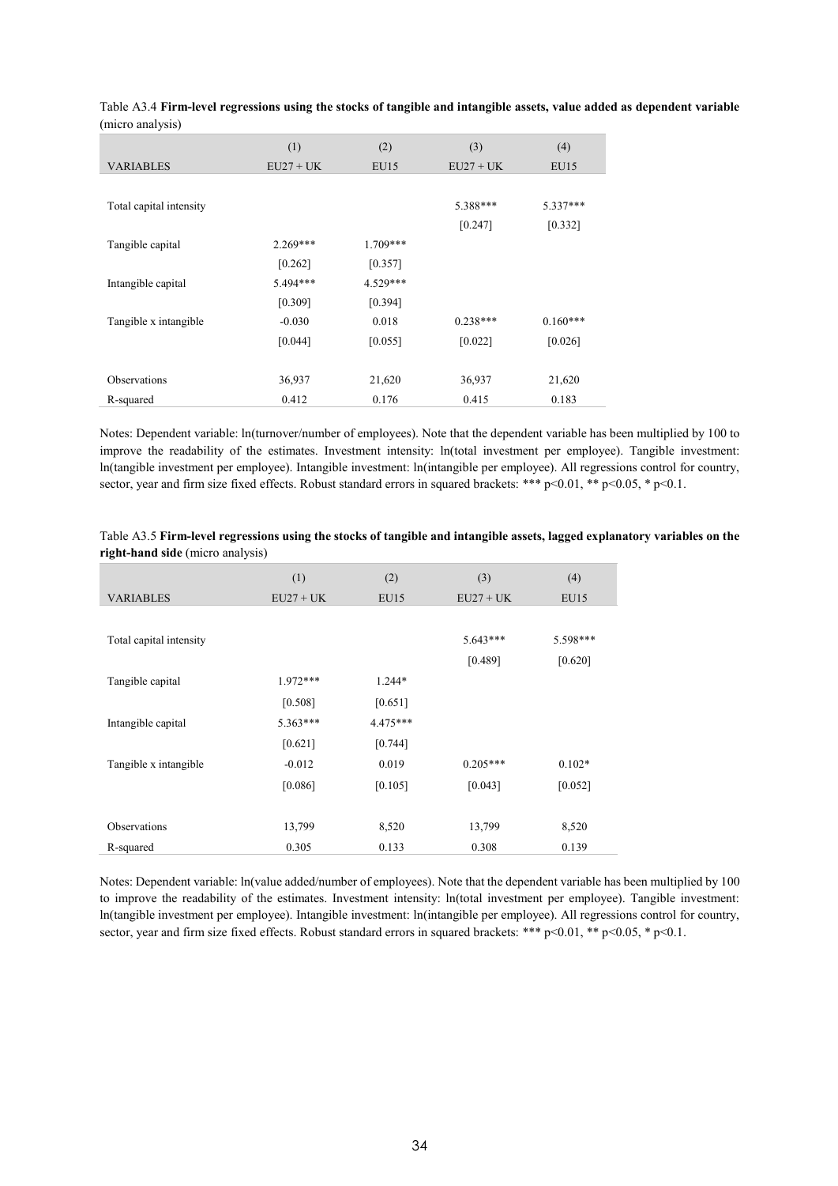Table A3.4 **Firm-level regressions using the stocks of tangible and intangible assets, value added as dependent variable** (micro analysis)

| VARIABLES | (1)<br>EU27 + UK | (2)<br>EU15 | (3)<br>EU27 + UK | (4)<br>EU15 |
|---|---|---|---|---|
| Total capital intensity | | | 5.388*** | 5.337*** |
| | | | [0.247] | [0.332] |
| Tangible capital | 2.269*** | 1.709*** | | |
| | [0.262] | [0.357] | | |
| Intangible capital | 5.494*** | 4.529*** | | |
| | [0.309] | [0.394] | | |
| Tangible x intangible | -0.030 | 0.018 | 0.238*** | 0.160*** |
| | [0.044] | [0.055] | [0.022] | [0.026] |
| Observations | 36,937 | 21,620 | 36,937 | 21,620 |
| R-squared | 0.412 | 0.176 | 0.415 | 0.183 |

Notes: Dependent variable: ln(turnover/number of employees). Note that the dependent variable has been multiplied by 100 to improve the readability of the estimates. Investment intensity: ln(total investment per employee). Tangible investment: ln(tangible investment per employee). Intangible investment: ln(intangible per employee). All regressions control for country, sector, year and firm size fixed effects. Robust standard errors in squared brackets: *** p<0.01, ** p<0.05, * p<0.1.

Table A3.5 **Firm-level regressions using the stocks of tangible and intangible assets, lagged explanatory variables on the right-hand side** (micro analysis)

| VARIABLES | (1)<br>EU27 + UK | (2)<br>EU15 | (3)<br>EU27 + UK | (4)<br>EU15 |
|---|---|---|---|---|
| Total capital intensity | | | 5.643*** | 5.598*** |
| | | | [0.489] | [0.620] |
| Tangible capital | 1.972*** | 1.244* | | |
| | [0.508] | [0.651] | | |
| Intangible capital | 5.363*** | 4.475*** | | |
| | [0.621] | [0.744] | | |
| Tangible x intangible | -0.012 | 0.019 | 0.205*** | 0.102* |
| | [0.086] | [0.105] | [0.043] | [0.052] |
| Observations | 13,799 | 8,520 | 13,799 | 8,520 |
| R-squared | 0.305 | 0.133 | 0.308 | 0.139 |

Notes: Dependent variable: ln(value added/number of employees). Note that the dependent variable has been multiplied by 100 to improve the readability of the estimates. Investment intensity: ln(total investment per employee). Tangible investment: ln(tangible investment per employee). Intangible investment: ln(intangible per employee). All regressions control for country, sector, year and firm size fixed effects. Robust standard errors in squared brackets: *** p<0.01, ** p<0.05, * p<0.1.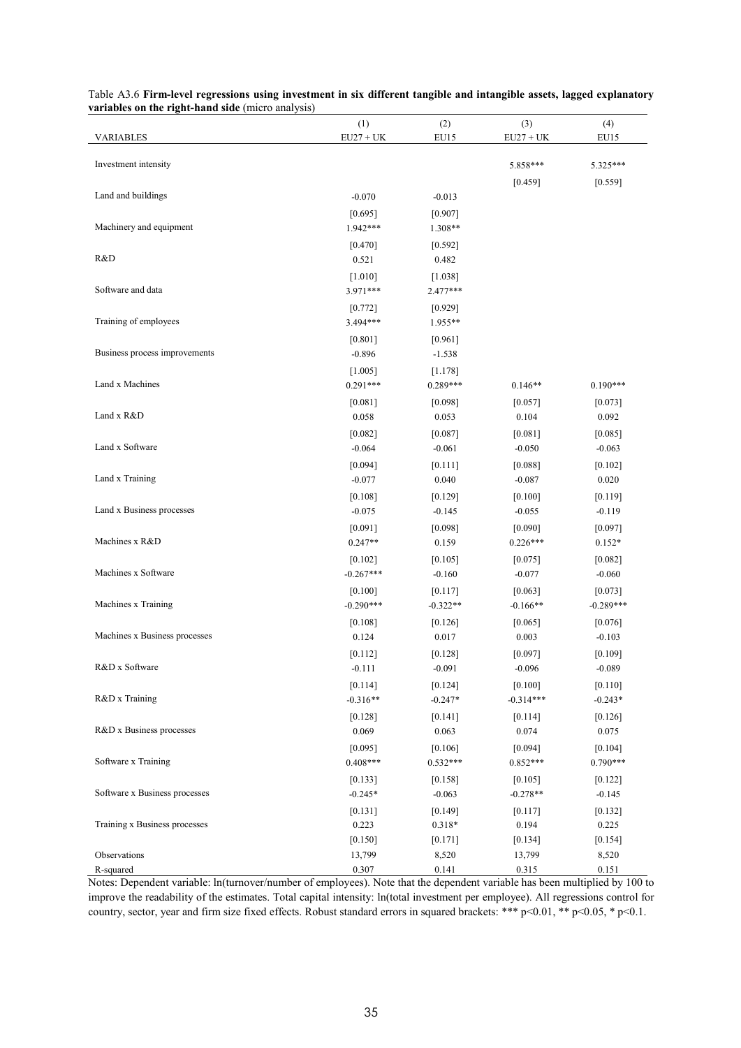Table A3.6 **Firm-level regressions using investment in six different tangible and intangible assets, lagged explanatory variables on the right-hand side** (micro analysis)

| | (1) | (2) | (3) | (4) |
|---|---|---|---|---|
| VARIABLES | EU27 + UK | EU15 | EU27 + UK | EU15 |
| Investment intensity | | | 5.858*** | 5.325*** |
| | | | [0.459] | [0.559] |
| Land and buildings | -0.070 | -0.013 | | |
| | [0.695] | [0.907] | | |
| Machinery and equipment | 1.942*** | 1.308** | | |
| | [0.470] | [0.592] | | |
| R&D | 0.521 | 0.482 | | |
| | [1.010] | [1.038] | | |
| Software and data | 3.971*** | 2.477*** | | |
| | [0.772] | [0.929] | | |
| Training of employees | 3.494*** | 1.955** | | |
| | [0.801] | [0.961] | | |
| Business process improvements | -0.896 | -1.538 | | |
| | [1.005] | [1.178] | | |
| Land x Machines | 0.291*** | 0.289*** | 0.146** | 0.190*** |
| | [0.081] | [0.098] | [0.057] | [0.073] |
| Land x R&D | 0.058 | 0.053 | 0.104 | 0.092 |
| | [0.082] | [0.087] | [0.081] | [0.085] |
| Land x Software | -0.064 | -0.061 | -0.050 | -0.063 |
| | [0.094] | [0.111] | [0.088] | [0.102] |
| Land x Training | -0.077 | 0.040 | -0.087 | 0.020 |
| | [0.108] | [0.129] | [0.100] | [0.119] |
| Land x Business processes | -0.075 | -0.145 | -0.055 | -0.119 |
| | [0.091] | [0.098] | [0.090] | [0.097] |
| Machines x R&D | 0.247** | 0.159 | 0.226*** | 0.152* |
| | [0.102] | [0.105] | [0.075] | [0.082] |
| Machines x Software | -0.267*** | -0.160 | -0.077 | -0.060 |
| | [0.100] | [0.117] | [0.063] | [0.073] |
| Machines x Training | -0.290*** | -0.322** | -0.166** | -0.289*** |
| | [0.108] | [0.126] | [0.065] | [0.076] |
| Machines x Business processes | 0.124 | 0.017 | 0.003 | -0.103 |
| | [0.112] | [0.128] | [0.097] | [0.109] |
| R&D x Software | -0.111 | -0.091 | -0.096 | -0.089 |
| | [0.114] | [0.124] | [0.100] | [0.110] |
| R&D x Training | -0.316** | -0.247* | -0.314*** | -0.243* |
| | [0.128] | [0.141] | [0.114] | [0.126] |
| R&D x Business processes | 0.069 | 0.063 | 0.074 | 0.075 |
| | [0.095] | [0.106] | [0.094] | [0.104] |
| Software x Training | 0.408*** | 0.532*** | 0.852*** | 0.790*** |
| | [0.133] | [0.158] | [0.105] | [0.122] |
| Software x Business processes | -0.245* | -0.063 | -0.278** | -0.145 |
| | [0.131] | [0.149] | [0.117] | [0.132] |
| Training x Business processes | 0.223 | 0.318* | 0.194 | 0.225 |
| | [0.150] | [0.171] | [0.134] | [0.154] |
| Observations | 13,799 | 8,520 | 13,799 | 8,520 |
| R-squared | 0.307 | 0.141 | 0.315 | 0.151 |

Notes: Dependent variable: ln(turnover/number of employees). Note that the dependent variable has been multiplied by 100 to improve the readability of the estimates. Total capital intensity: ln(total investment per employee). All regressions control for country, sector, year and firm size fixed effects. Robust standard errors in squared brackets: *** $p<0.01$, ** $p<0.05$, * $p<0.1$.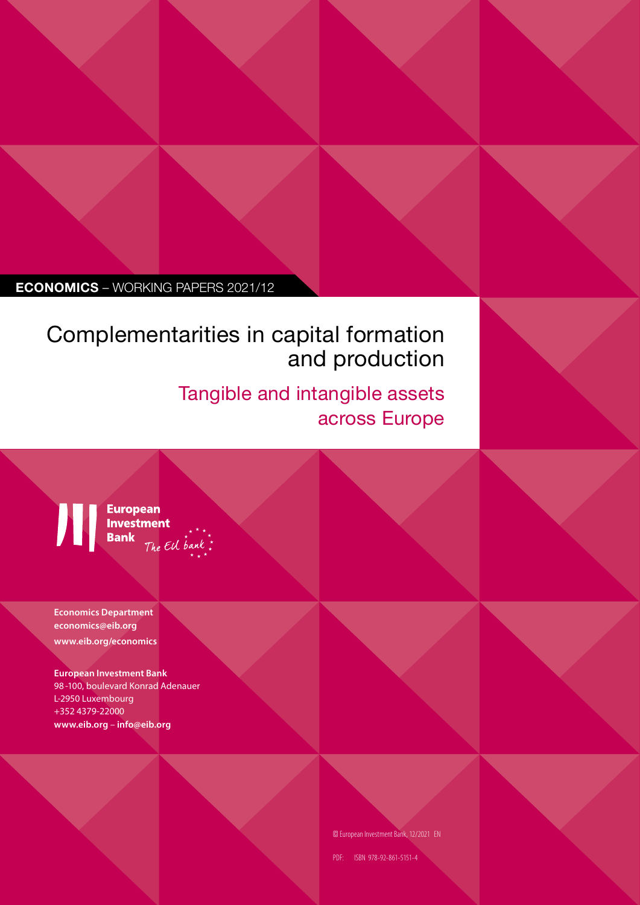**ECONOMICS** – WORKING PAPERS 2021/12

# Complementarities in capital formation and production

## Tangible and intangible assets across Europe

European
Investment
Bank
The EU bank

**Economics Department**
**economics@eib.org**
**www.eib.org/economics**

**European Investment Bank**
98-100, boulevard Konrad Adenauer
L-2950 Luxembourg
+352 4379-22000
**www.eib.org** – **info@eib.org**

© European Investment Bank, 12/2021 EN

PDF: ISBN 978-92-861-5151-4